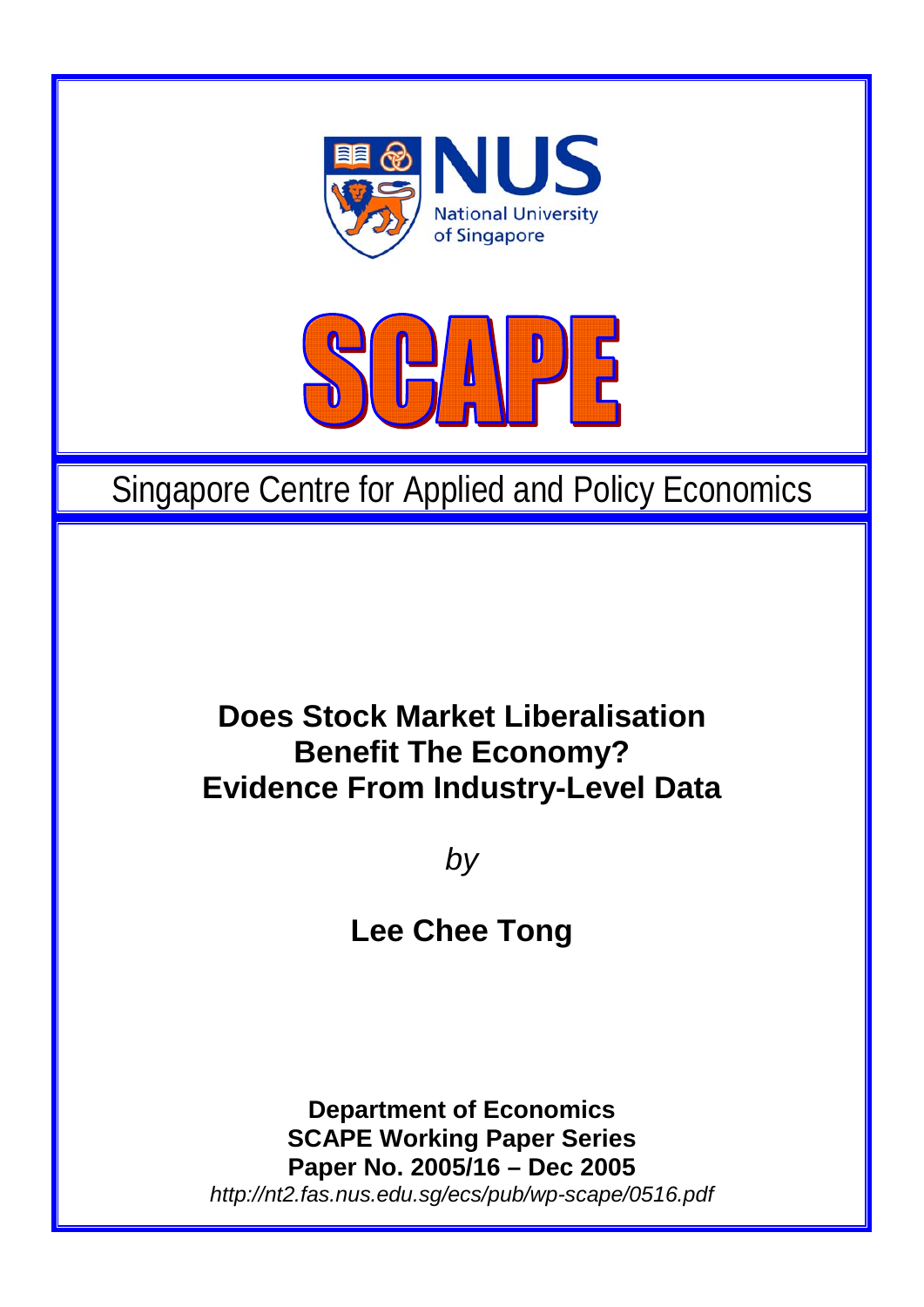NUS

National University of Singapore

SCAPE

Singapore Centre for Applied and Policy Economics

# Does Stock Market Liberalisation Benefit The Economy? Evidence From Industry-Level Data

*by*

**Lee Chee Tong**

**Department of Economics**
**SCAPE Working Paper Series**
**Paper No. 2005/16 – Dec 2005**
*http://nt2.fas.nus.edu.sg/ecs/pub/wp-scape/0516.pdf*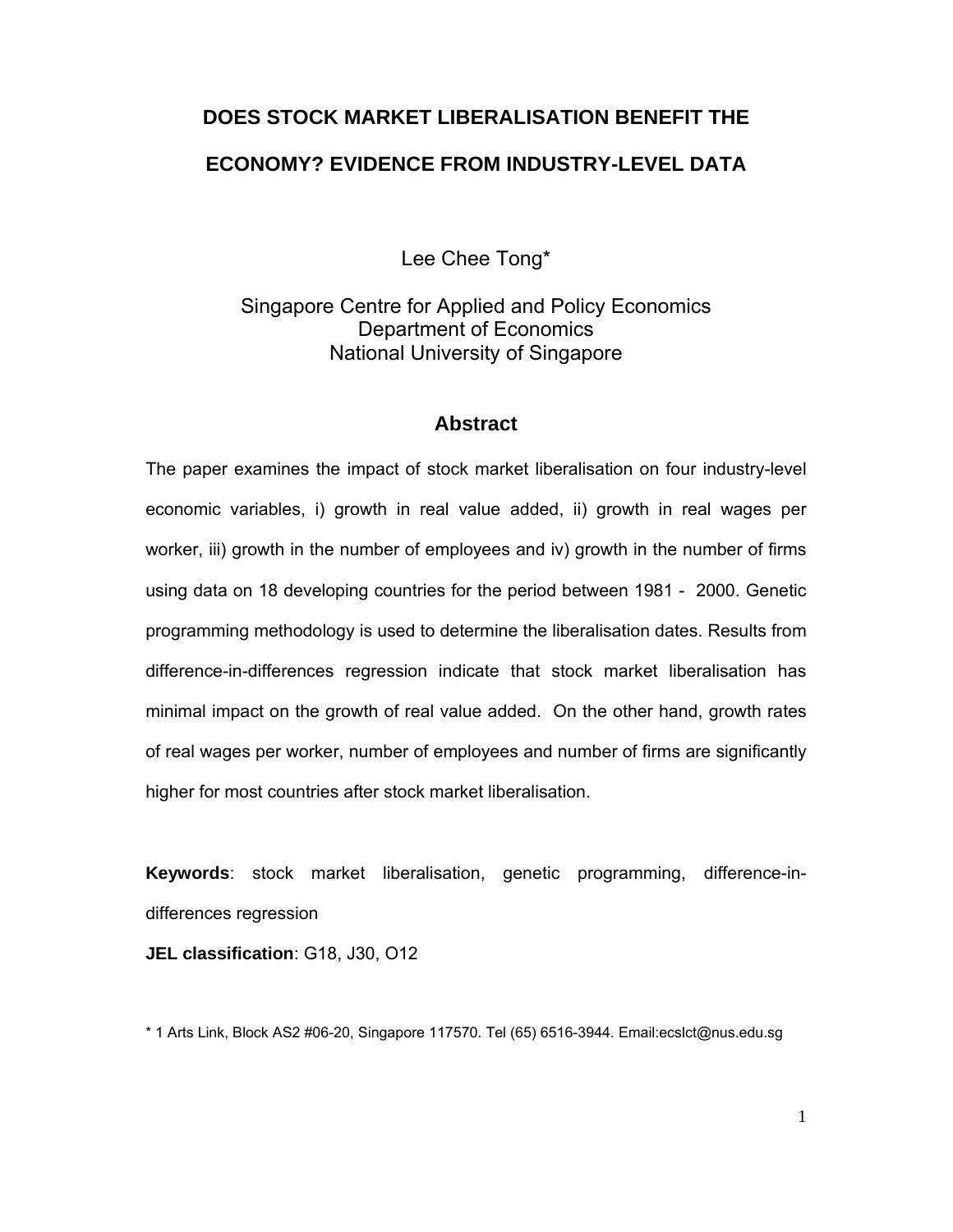# DOES STOCK MARKET LIBERALISATION BENEFIT THE ECONOMY? EVIDENCE FROM INDUSTRY-LEVEL DATA

Lee Chee Tong*

Singapore Centre for Applied and Policy Economics
Department of Economics
National University of Singapore

## Abstract

The paper examines the impact of stock market liberalisation on four industry-level economic variables, i) growth in real value added, ii) growth in real wages per worker, iii) growth in the number of employees and iv) growth in the number of firms using data on 18 developing countries for the period between 1981 - 2000. Genetic programming methodology is used to determine the liberalisation dates. Results from difference-in-differences regression indicate that stock market liberalisation has minimal impact on the growth of real value added. On the other hand, growth rates of real wages per worker, number of employees and number of firms are significantly higher for most countries after stock market liberalisation.

**Keywords**: stock market liberalisation, genetic programming, difference-in-differences regression

**JEL classification**: G18, J30, O12

* 1 Arts Link, Block AS2 #06-20, Singapore 117570. Tel (65) 6516-3944. Email:ecslct@nus.edu.sg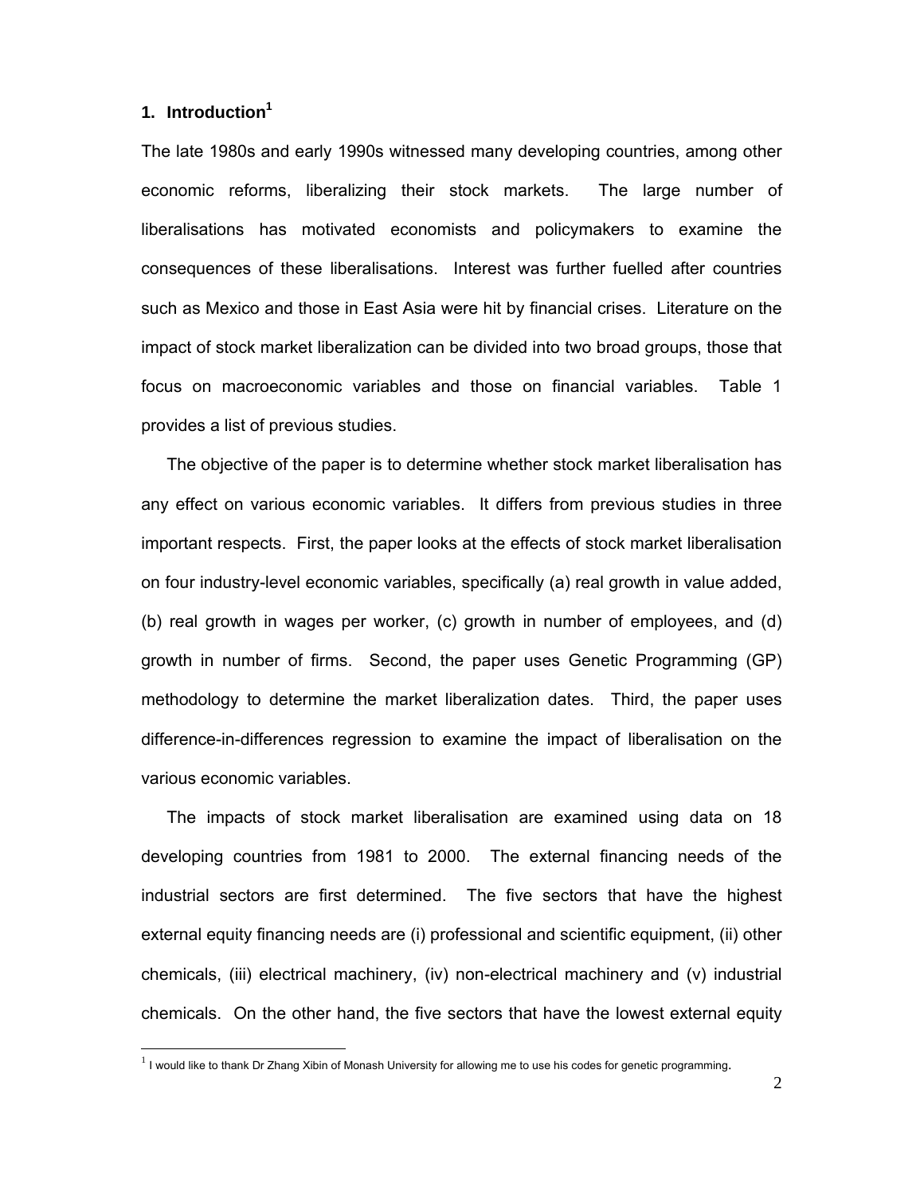# 1. Introduction[1]

The late 1980s and early 1990s witnessed many developing countries, among other economic reforms, liberalizing their stock markets. The large number of liberalisations has motivated economists and policymakers to examine the consequences of these liberalisations. Interest was further fuelled after countries such as Mexico and those in East Asia were hit by financial crises. Literature on the impact of stock market liberalization can be divided into two broad groups, those that focus on macroeconomic variables and those on financial variables. Table 1 provides a list of previous studies.

The objective of the paper is to determine whether stock market liberalisation has any effect on various economic variables. It differs from previous studies in three important respects. First, the paper looks at the effects of stock market liberalisation on four industry-level economic variables, specifically (a) real growth in value added, (b) real growth in wages per worker, (c) growth in number of employees, and (d) growth in number of firms. Second, the paper uses Genetic Programming (GP) methodology to determine the market liberalization dates. Third, the paper uses difference-in-differences regression to examine the impact of liberalisation on the various economic variables.

The impacts of stock market liberalisation are examined using data on 18 developing countries from 1981 to 2000. The external financing needs of the industrial sectors are first determined. The five sectors that have the highest external equity financing needs are (i) professional and scientific equipment, (ii) other chemicals, (iii) electrical machinery, (iv) non-electrical machinery and (v) industrial chemicals. On the other hand, the five sectors that have the lowest external equity

[1] I would like to thank Dr Zhang Xibin of Monash University for allowing me to use his codes for genetic programming.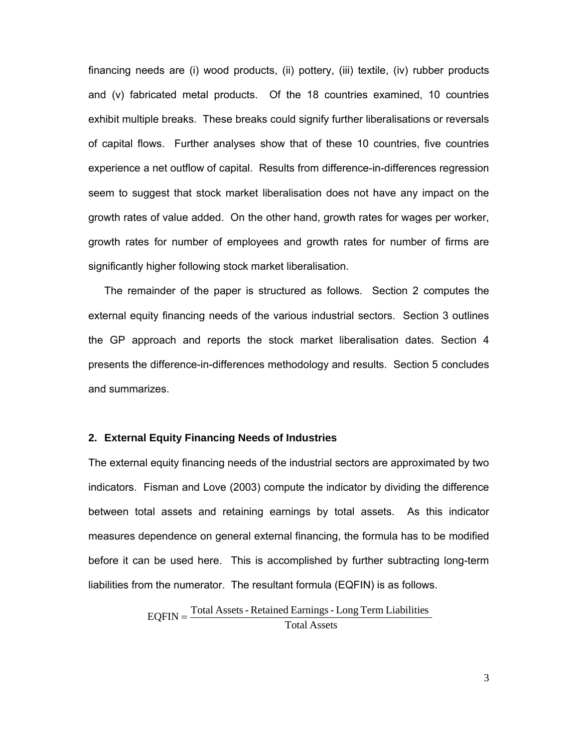financing needs are (i) wood products, (ii) pottery, (iii) textile, (iv) rubber products and (v) fabricated metal products. Of the 18 countries examined, 10 countries exhibit multiple breaks. These breaks could signify further liberalisations or reversals of capital flows. Further analyses show that of these 10 countries, five countries experience a net outflow of capital. Results from difference-in-differences regression seem to suggest that stock market liberalisation does not have any impact on the growth rates of value added. On the other hand, growth rates for wages per worker, growth rates for number of employees and growth rates for number of firms are significantly higher following stock market liberalisation.

The remainder of the paper is structured as follows. Section 2 computes the external equity financing needs of the various industrial sectors. Section 3 outlines the GP approach and reports the stock market liberalisation dates. Section 4 presents the difference-in-differences methodology and results. Section 5 concludes and summarizes.

## 2. External Equity Financing Needs of Industries

The external equity financing needs of the industrial sectors are approximated by two indicators. Fisman and Love (2003) compute the indicator by dividing the difference between total assets and retaining earnings by total assets. As this indicator measures dependence on general external financing, the formula has to be modified before it can be used here. This is accomplished by further subtracting long-term liabilities from the numerator. The resultant formula (EQFIN) is as follows.

$$\text{EQFIN} = \frac{\text{Total Assets - Retained Earnings - Long Term Liabilities}}{\text{Total Assets}}$$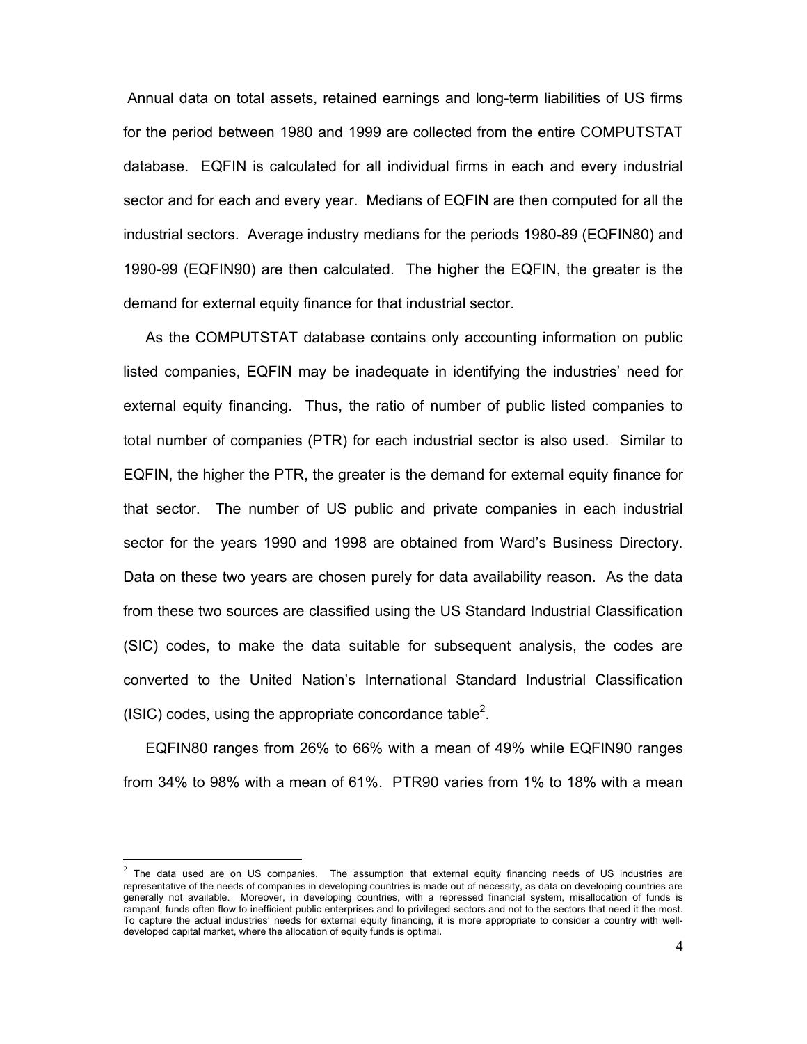Annual data on total assets, retained earnings and long-term liabilities of US firms for the period between 1980 and 1999 are collected from the entire COMPUTSTAT database. EQFIN is calculated for all individual firms in each and every industrial sector and for each and every year. Medians of EQFIN are then computed for all the industrial sectors. Average industry medians for the periods 1980-89 (EQFIN80) and 1990-99 (EQFIN90) are then calculated. The higher the EQFIN, the greater is the demand for external equity finance for that industrial sector.

As the COMPUTSTAT database contains only accounting information on public listed companies, EQFIN may be inadequate in identifying the industries' need for external equity financing. Thus, the ratio of number of public listed companies to total number of companies (PTR) for each industrial sector is also used. Similar to EQFIN, the higher the PTR, the greater is the demand for external equity finance for that sector. The number of US public and private companies in each industrial sector for the years 1990 and 1998 are obtained from Ward's Business Directory. Data on these two years are chosen purely for data availability reason. As the data from these two sources are classified using the US Standard Industrial Classification (SIC) codes, to make the data suitable for subsequent analysis, the codes are converted to the United Nation's International Standard Industrial Classification (ISIC) codes, using the appropriate concordance table[2].

EQFIN80 ranges from 26% to 66% with a mean of 49% while EQFIN90 ranges from 34% to 98% with a mean of 61%. PTR90 varies from 1% to 18% with a mean

[2] The data used are on US companies. The assumption that external equity financing needs of US industries are representative of the needs of companies in developing countries is made out of necessity, as data on developing countries are generally not available. Moreover, in developing countries, with a repressed financial system, misallocation of funds is rampant, funds often flow to inefficient public enterprises and to privileged sectors and not to the sectors that need it the most. To capture the actual industries' needs for external equity financing, it is more appropriate to consider a country with well-developed capital market, where the allocation of equity funds is optimal.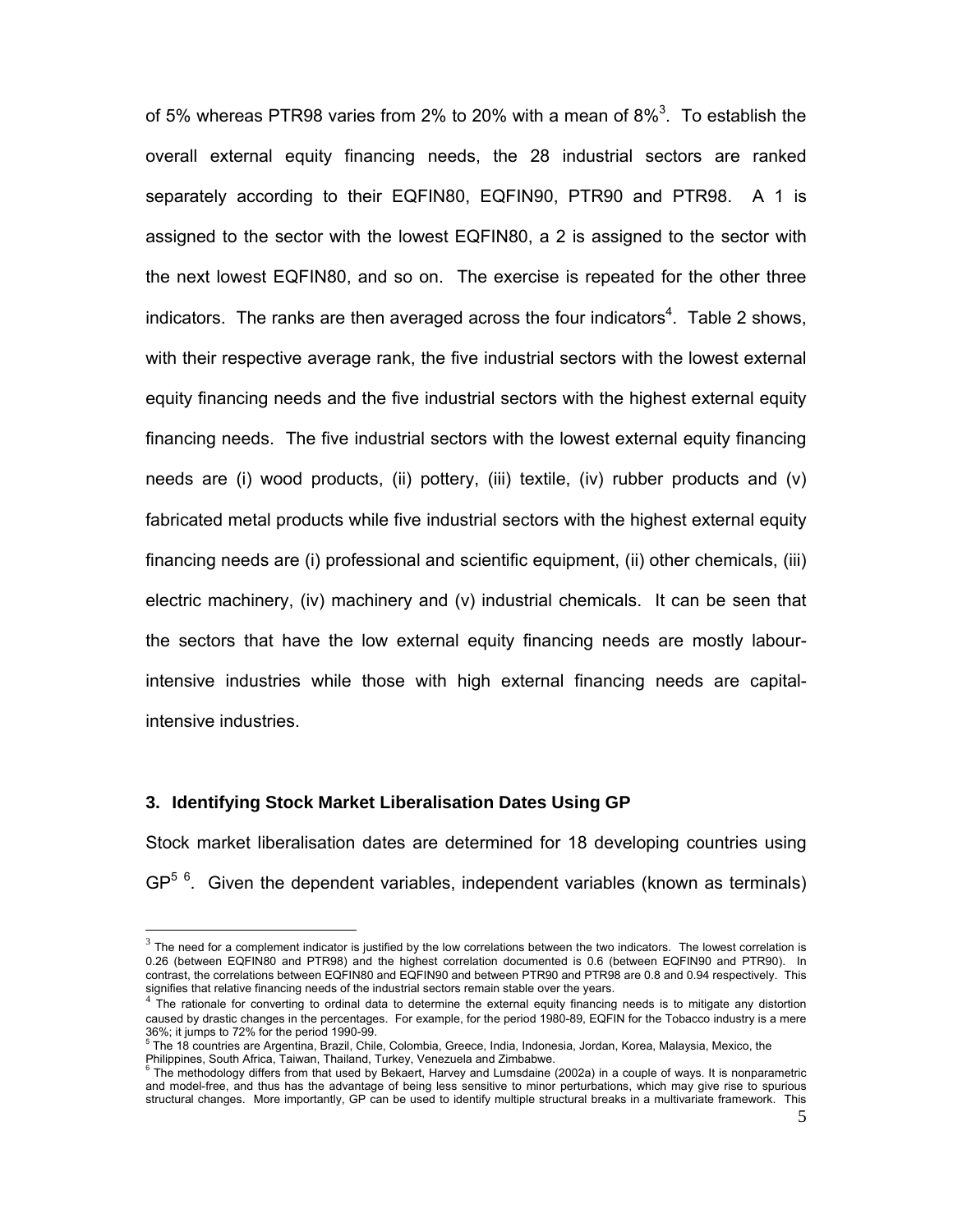of 5% whereas PTR98 varies from 2% to 20% with a mean of 8%[3]. To establish the overall external equity financing needs, the 28 industrial sectors are ranked separately according to their EQFIN80, EQFIN90, PTR90 and PTR98. A 1 is assigned to the sector with the lowest EQFIN80, a 2 is assigned to the sector with the next lowest EQFIN80, and so on. The exercise is repeated for the other three indicators. The ranks are then averaged across the four indicators[4]. Table 2 shows, with their respective average rank, the five industrial sectors with the lowest external equity financing needs and the five industrial sectors with the highest external equity financing needs. The five industrial sectors with the lowest external equity financing needs are (i) wood products, (ii) pottery, (iii) textile, (iv) rubber products and (v) fabricated metal products while five industrial sectors with the highest external equity financing needs are (i) professional and scientific equipment, (ii) other chemicals, (iii) electric machinery, (iv) machinery and (v) industrial chemicals. It can be seen that the sectors that have the low external equity financing needs are mostly labour-intensive industries while those with high external financing needs are capital-intensive industries.

### 3. Identifying Stock Market Liberalisation Dates Using GP

Stock market liberalisation dates are determined for 18 developing countries using GP[5] [6]. Given the dependent variables, independent variables (known as terminals)

---

[3] The need for a complement indicator is justified by the low correlations between the two indicators. The lowest correlation is 0.26 (between EQFIN80 and PTR98) and the highest correlation documented is 0.6 (between EQFIN90 and PTR90). In contrast, the correlations between EQFIN80 and EQFIN90 and between PTR90 and PTR98 are 0.8 and 0.94 respectively. This signifies that relative financing needs of the industrial sectors remain stable over the years.

[4] The rationale for converting to ordinal data to determine the external equity financing needs is to mitigate any distortion caused by drastic changes in the percentages. For example, for the period 1980-89, EQFIN for the Tobacco industry is a mere 36%; it jumps to 72% for the period 1990-99.

[5] The 18 countries are Argentina, Brazil, Chile, Colombia, Greece, India, Indonesia, Jordan, Korea, Malaysia, Mexico, the Philippines, South Africa, Taiwan, Thailand, Turkey, Venezuela and Zimbabwe.

[6] The methodology differs from that used by Bekaert, Harvey and Lumsdaine (2002a) in a couple of ways. It is nonparametric and model-free, and thus has the advantage of being less sensitive to minor perturbations, which may give rise to spurious structural changes. More importantly, GP can be used to identify multiple structural breaks in a multivariate framework. This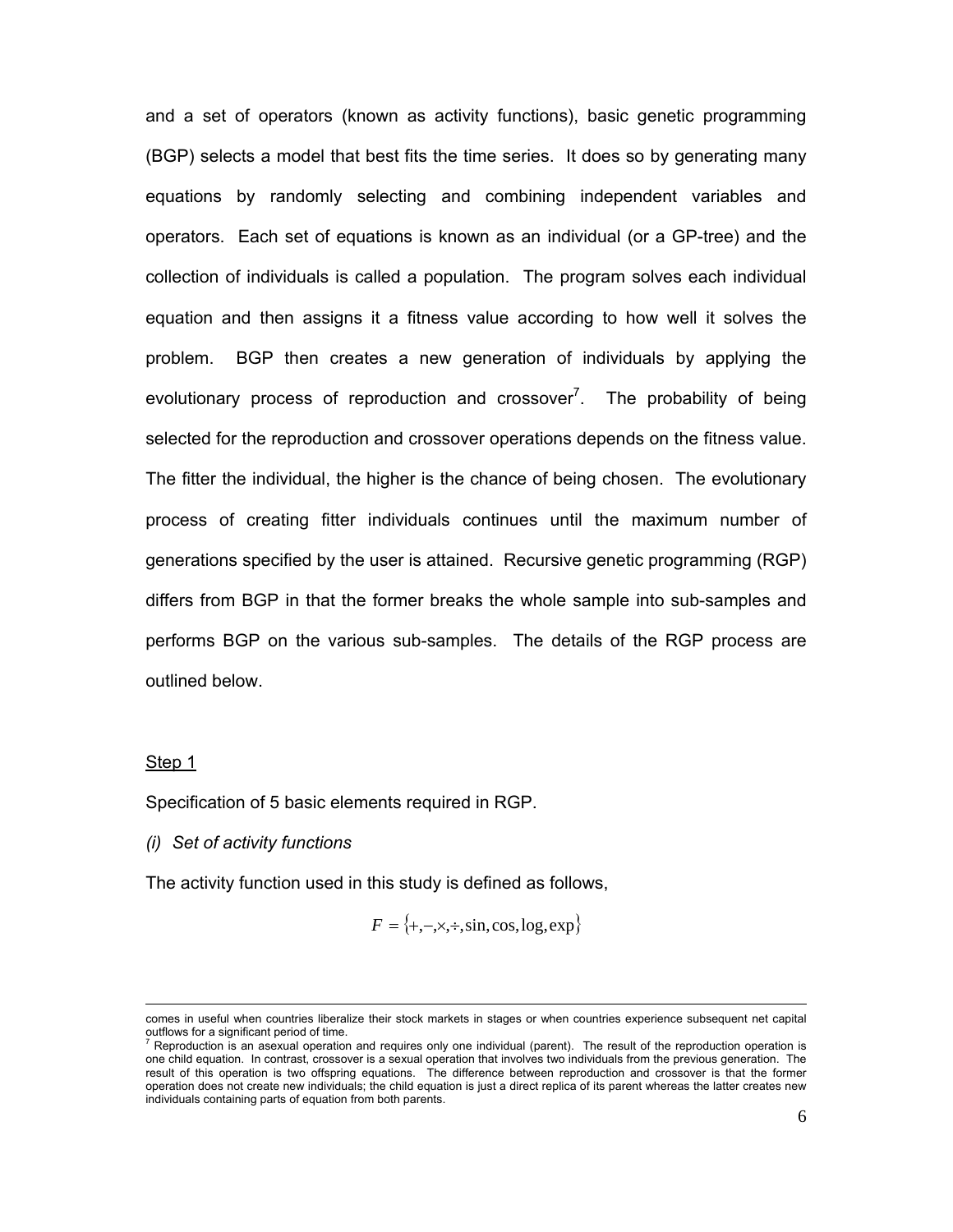and a set of operators (known as activity functions), basic genetic programming (BGP) selects a model that best fits the time series. It does so by generating many equations by randomly selecting and combining independent variables and operators. Each set of equations is known as an individual (or a GP-tree) and the collection of individuals is called a population. The program solves each individual equation and then assigns it a fitness value according to how well it solves the problem. BGP then creates a new generation of individuals by applying the evolutionary process of reproduction and crossover[7]. The probability of being selected for the reproduction and crossover operations depends on the fitness value. The fitter the individual, the higher is the chance of being chosen. The evolutionary process of creating fitter individuals continues until the maximum number of generations specified by the user is attained. Recursive genetic programming (RGP) differs from BGP in that the former breaks the whole sample into sub-samples and performs BGP on the various sub-samples. The details of the RGP process are outlined below.

Step 1

Specification of 5 basic elements required in RGP.

*(i) Set of activity functions*

The activity function used in this study is defined as follows,

$$F = \{+, -, \times, \div, \sin, \cos, \log, \exp\}$$

---

comes in useful when countries liberalize their stock markets in stages or when countries experience subsequent net capital outflows for a significant period of time.

[7] Reproduction is an asexual operation and requires only one individual (parent). The result of the reproduction operation is one child equation. In contrast, crossover is a sexual operation that involves two individuals from the previous generation. The result of this operation is two offspring equations. The difference between reproduction and crossover is that the former operation does not create new individuals; the child equation is just a direct replica of its parent whereas the latter creates new individuals containing parts of equation from both parents.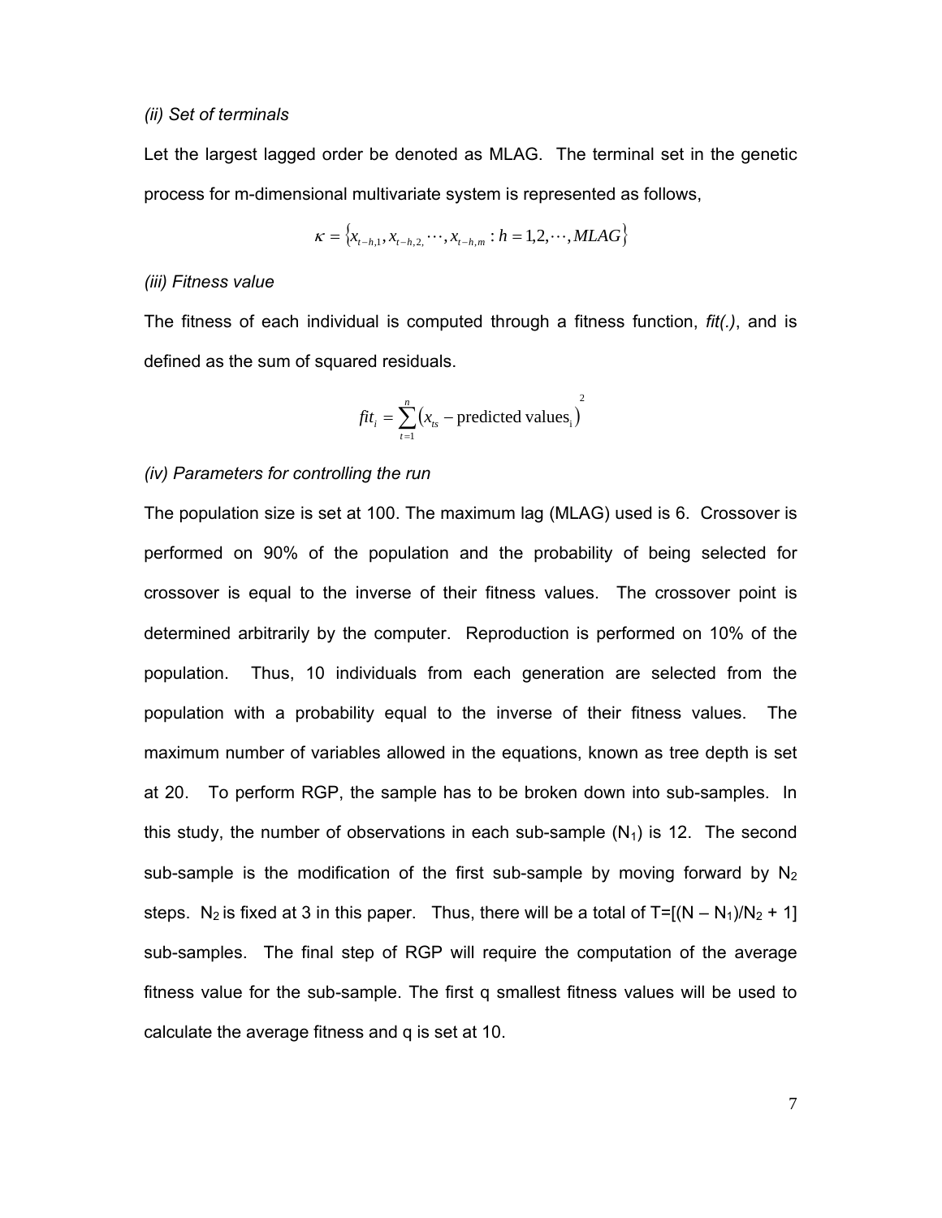*(ii) Set of terminals*

Let the largest lagged order be denoted as MLAG. The terminal set in the genetic process for m-dimensional multivariate system is represented as follows,

$$\kappa = \{x_{t-h,1}, x_{t-h,2,} \cdots, x_{t-h,m} : h = 1,2,\cdots, MLAG\}$$

*(iii) Fitness value*

The fitness of each individual is computed through a fitness function, *fit(.)*, and is defined as the sum of squared residuals.

$$fit_i = \sum_{t=1}^{n} (x_{ts} - \text{predicted values}_{\text{i}})^2$$

*(iv) Parameters for controlling the run*

The population size is set at 100. The maximum lag (MLAG) used is 6. Crossover is performed on 90% of the population and the probability of being selected for crossover is equal to the inverse of their fitness values. The crossover point is determined arbitrarily by the computer. Reproduction is performed on 10% of the population. Thus, 10 individuals from each generation are selected from the population with a probability equal to the inverse of their fitness values. The maximum number of variables allowed in the equations, known as tree depth is set at 20. To perform RGP, the sample has to be broken down into sub-samples. In this study, the number of observations in each sub-sample ($N_1$) is 12. The second sub-sample is the modification of the first sub-sample by moving forward by $N_2$ steps. $N_2$ is fixed at 3 in this paper. Thus, there will be a total of $T=[(N - N_1)/N_2 + 1]$ sub-samples. The final step of RGP will require the computation of the average fitness value for the sub-sample. The first q smallest fitness values will be used to calculate the average fitness and q is set at 10.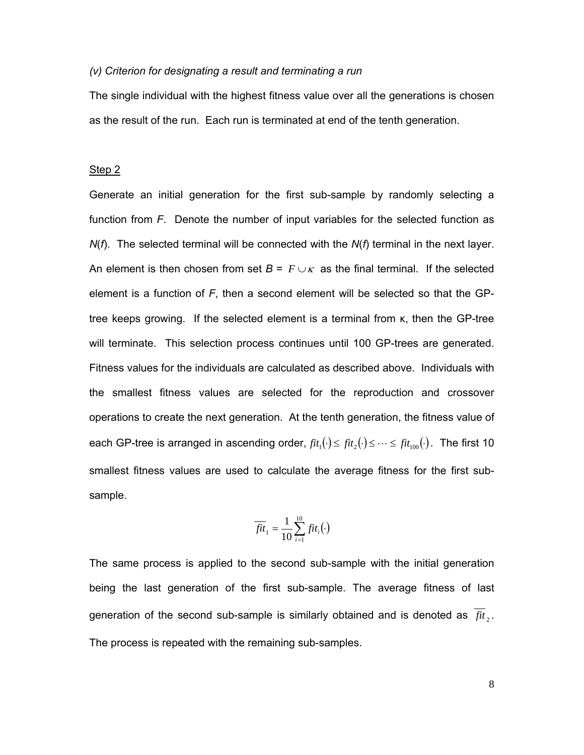*(v) Criterion for designating a result and terminating a run*

The single individual with the highest fitness value over all the generations is chosen as the result of the run. Each run is terminated at end of the tenth generation.

<u>Step 2</u>

Generate an initial generation for the first sub-sample by randomly selecting a function from *F*. Denote the number of input variables for the selected function as *N*(*f*). The selected terminal will be connected with the *N*(*f*) terminal in the next layer. An element is then chosen from set *B* = $F \cup \kappa$ as the final terminal. If the selected element is a function of *F*, then a second element will be selected so that the GP-tree keeps growing. If the selected element is a terminal from κ, then the GP-tree will terminate. This selection process continues until 100 GP-trees are generated. Fitness values for the individuals are calculated as described above. Individuals with the smallest fitness values are selected for the reproduction and crossover operations to create the next generation. At the tenth generation, the fitness value of each GP-tree is arranged in ascending order, $fit_1(\cdot) \leq fit_2(\cdot) \leq \cdots \leq fit_{100}(\cdot)$. The first 10 smallest fitness values are used to calculate the average fitness for the first sub-sample.

$$\overline{fit}_1 = \frac{1}{10}\sum_{i=1}^{10} fit_i(\cdot)$$

The same process is applied to the second sub-sample with the initial generation being the last generation of the first sub-sample. The average fitness of last generation of the second sub-sample is similarly obtained and is denoted as $\overline{fit}_2$. The process is repeated with the remaining sub-samples.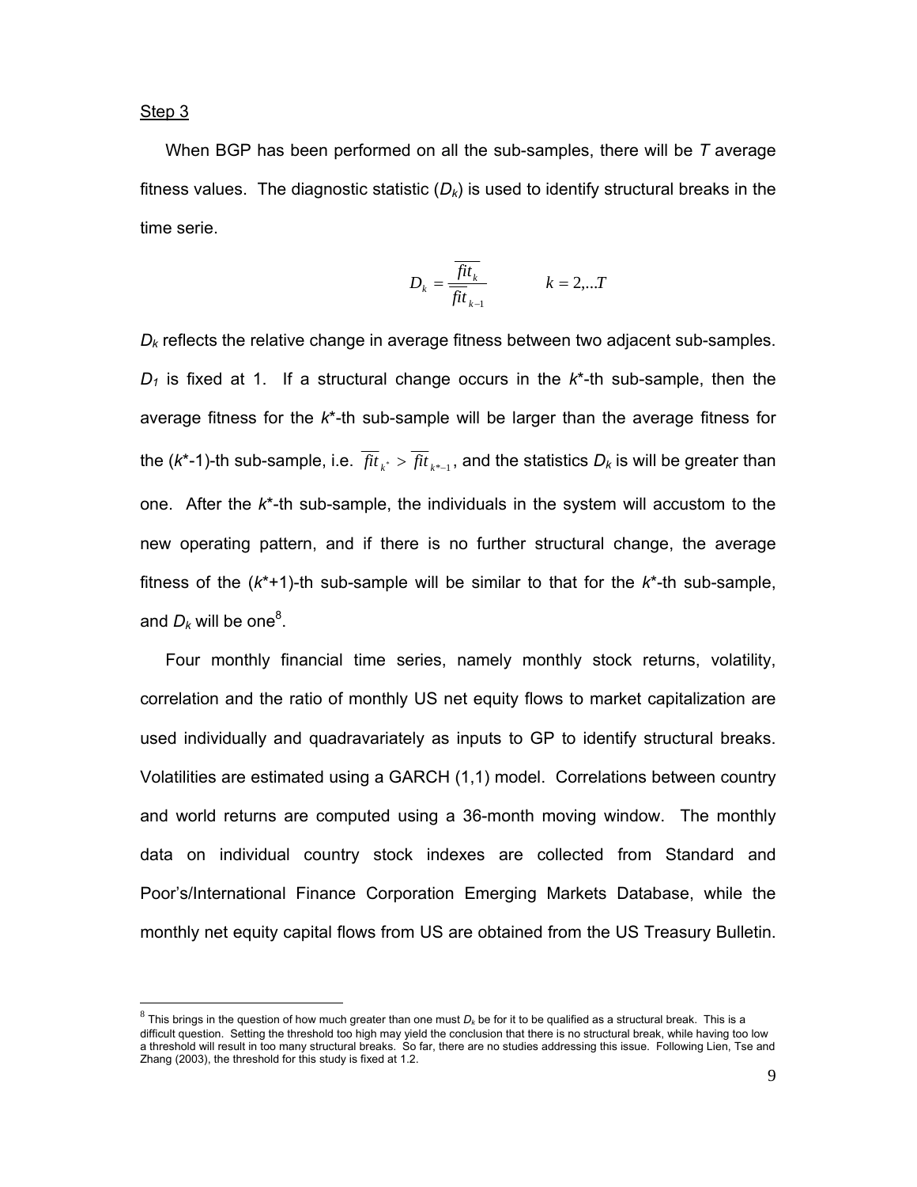Step 3

When BGP has been performed on all the sub-samples, there will be $T$ average fitness values. The diagnostic statistic ($D_k$) is used to identify structural breaks in the time serie.

$$D_k = \frac{\overline{fit}_k}{\overline{fit}_{k-1}} \qquad k = 2, \ldots T$$

$D_k$ reflects the relative change in average fitness between two adjacent sub-samples. $D_1$ is fixed at 1. If a structural change occurs in the $k^*$-th sub-sample, then the average fitness for the $k^*$-th sub-sample will be larger than the average fitness for the ($k^*$-1)-th sub-sample, i.e. $\overline{fit}_{k^*} > \overline{fit}_{k^*-1}$, and the statistics $D_k$ is will be greater than one. After the $k^*$-th sub-sample, the individuals in the system will accustom to the new operating pattern, and if there is no further structural change, the average fitness of the ($k^*$+1)-th sub-sample will be similar to that for the $k^*$-th sub-sample, and $D_k$ will be one[8].

Four monthly financial time series, namely monthly stock returns, volatility, correlation and the ratio of monthly US net equity flows to market capitalization are used individually and quadravariately as inputs to GP to identify structural breaks. Volatilities are estimated using a GARCH (1,1) model. Correlations between country and world returns are computed using a 36-month moving window. The monthly data on individual country stock indexes are collected from Standard and Poor's/International Finance Corporation Emerging Markets Database, while the monthly net equity capital flows from US are obtained from the US Treasury Bulletin.

---

[8] This brings in the question of how much greater than one must $D_k$ be for it to be qualified as a structural break. This is a difficult question. Setting the threshold too high may yield the conclusion that there is no structural break, while having too low a threshold will result in too many structural breaks. So far, there are no studies addressing this issue. Following Lien, Tse and Zhang (2003), the threshold for this study is fixed at 1.2.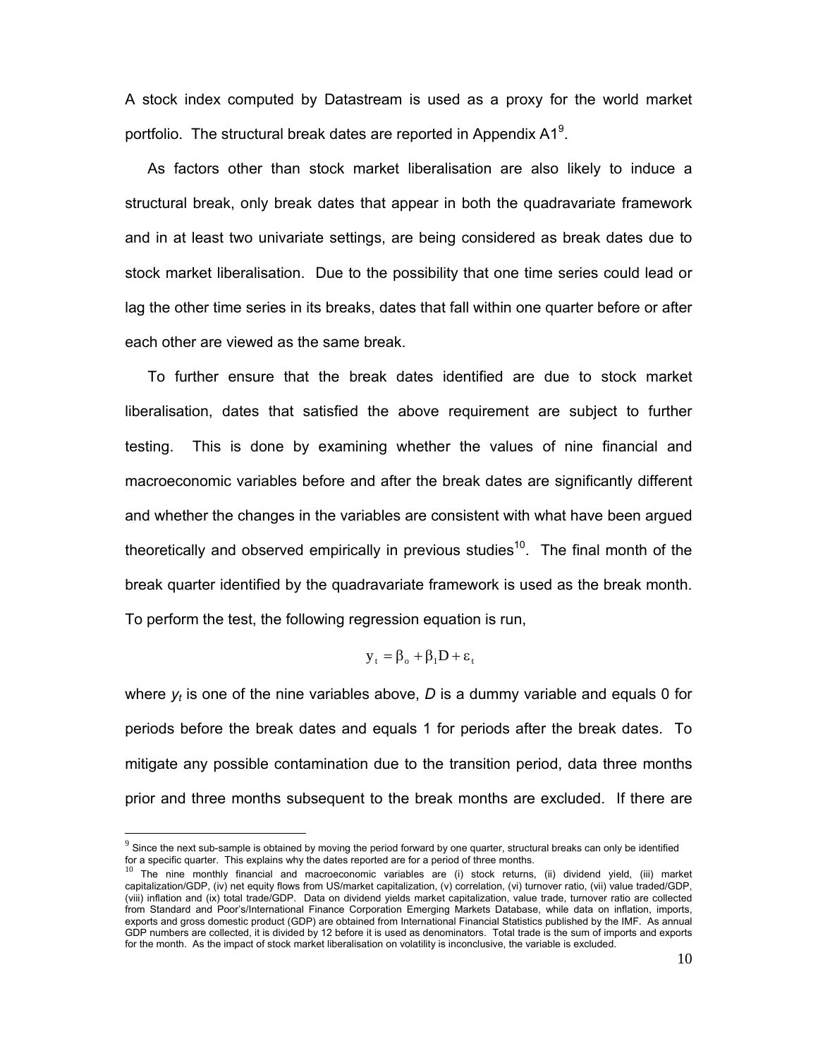A stock index computed by Datastream is used as a proxy for the world market portfolio. The structural break dates are reported in Appendix A1[9].

As factors other than stock market liberalisation are also likely to induce a structural break, only break dates that appear in both the quadravariate framework and in at least two univariate settings, are being considered as break dates due to stock market liberalisation. Due to the possibility that one time series could lead or lag the other time series in its breaks, dates that fall within one quarter before or after each other are viewed as the same break.

To further ensure that the break dates identified are due to stock market liberalisation, dates that satisfied the above requirement are subject to further testing. This is done by examining whether the values of nine financial and macroeconomic variables before and after the break dates are significantly different and whether the changes in the variables are consistent with what have been argued theoretically and observed empirically in previous studies[10]. The final month of the break quarter identified by the quadravariate framework is used as the break month. To perform the test, the following regression equation is run,

$$y_t = \beta_o + \beta_1 D + \varepsilon_t$$

where $y_t$ is one of the nine variables above, $D$ is a dummy variable and equals 0 for periods before the break dates and equals 1 for periods after the break dates. To mitigate any possible contamination due to the transition period, data three months prior and three months subsequent to the break months are excluded. If there are

[9] Since the next sub-sample is obtained by moving the period forward by one quarter, structural breaks can only be identified for a specific quarter. This explains why the dates reported are for a period of three months.

[10] The nine monthly financial and macroeconomic variables are (i) stock returns, (ii) dividend yield, (iii) market capitalization/GDP, (iv) net equity flows from US/market capitalization, (v) correlation, (vi) turnover ratio, (vii) value traded/GDP, (viii) inflation and (ix) total trade/GDP. Data on dividend yields market capitalization, value trade, turnover ratio are collected from Standard and Poor's/International Finance Corporation Emerging Markets Database, while data on inflation, imports, exports and gross domestic product (GDP) are obtained from International Financial Statistics published by the IMF. As annual GDP numbers are collected, it is divided by 12 before it is used as denominators. Total trade is the sum of imports and exports for the month. As the impact of stock market liberalisation on volatility is inconclusive, the variable is excluded.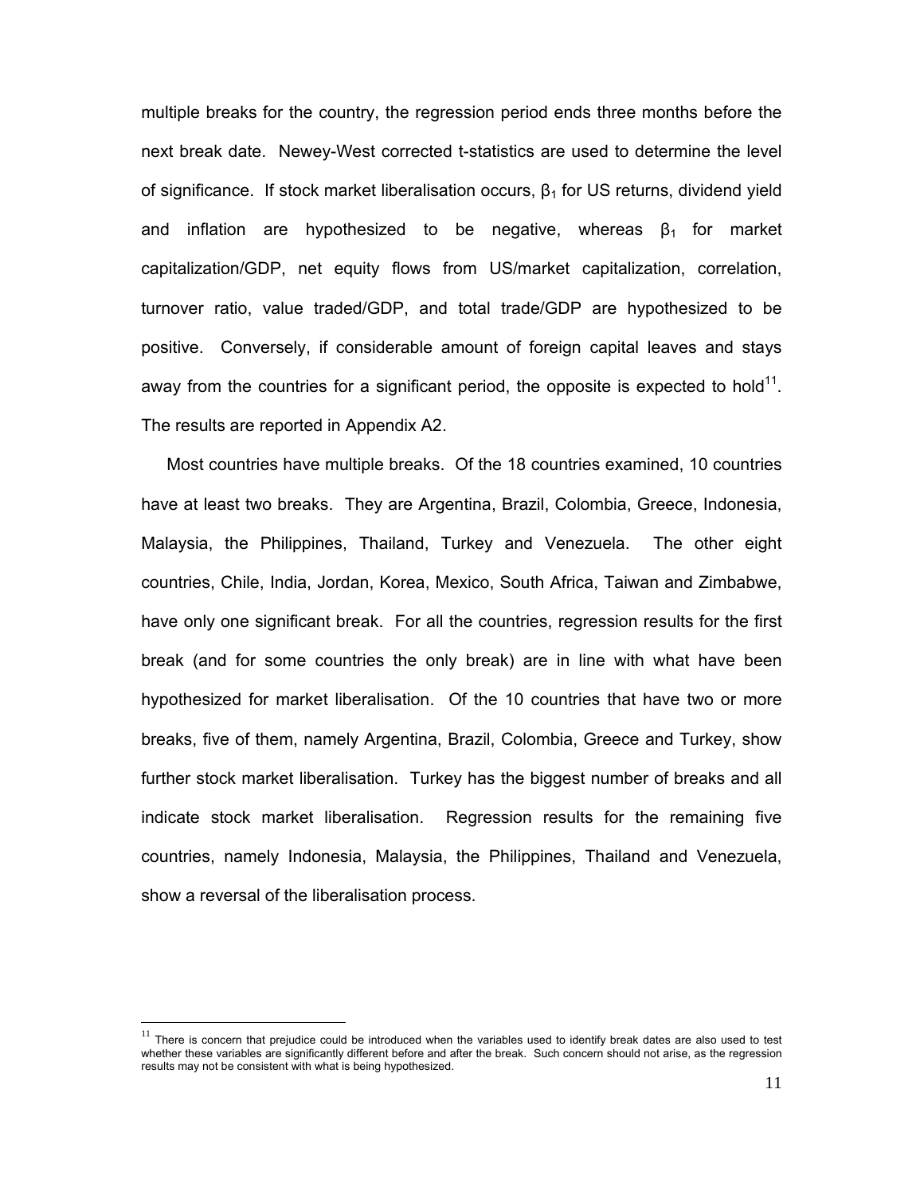multiple breaks for the country, the regression period ends three months before the next break date. Newey-West corrected t-statistics are used to determine the level of significance. If stock market liberalisation occurs, $\beta_1$ for US returns, dividend yield and inflation are hypothesized to be negative, whereas $\beta_1$ for market capitalization/GDP, net equity flows from US/market capitalization, correlation, turnover ratio, value traded/GDP, and total trade/GDP are hypothesized to be positive. Conversely, if considerable amount of foreign capital leaves and stays away from the countries for a significant period, the opposite is expected to hold[11]. The results are reported in Appendix A2.

Most countries have multiple breaks. Of the 18 countries examined, 10 countries have at least two breaks. They are Argentina, Brazil, Colombia, Greece, Indonesia, Malaysia, the Philippines, Thailand, Turkey and Venezuela. The other eight countries, Chile, India, Jordan, Korea, Mexico, South Africa, Taiwan and Zimbabwe, have only one significant break. For all the countries, regression results for the first break (and for some countries the only break) are in line with what have been hypothesized for market liberalisation. Of the 10 countries that have two or more breaks, five of them, namely Argentina, Brazil, Colombia, Greece and Turkey, show further stock market liberalisation. Turkey has the biggest number of breaks and all indicate stock market liberalisation. Regression results for the remaining five countries, namely Indonesia, Malaysia, the Philippines, Thailand and Venezuela, show a reversal of the liberalisation process.

[11] There is concern that prejudice could be introduced when the variables used to identify break dates are also used to test whether these variables are significantly different before and after the break. Such concern should not arise, as the regression results may not be consistent with what is being hypothesized.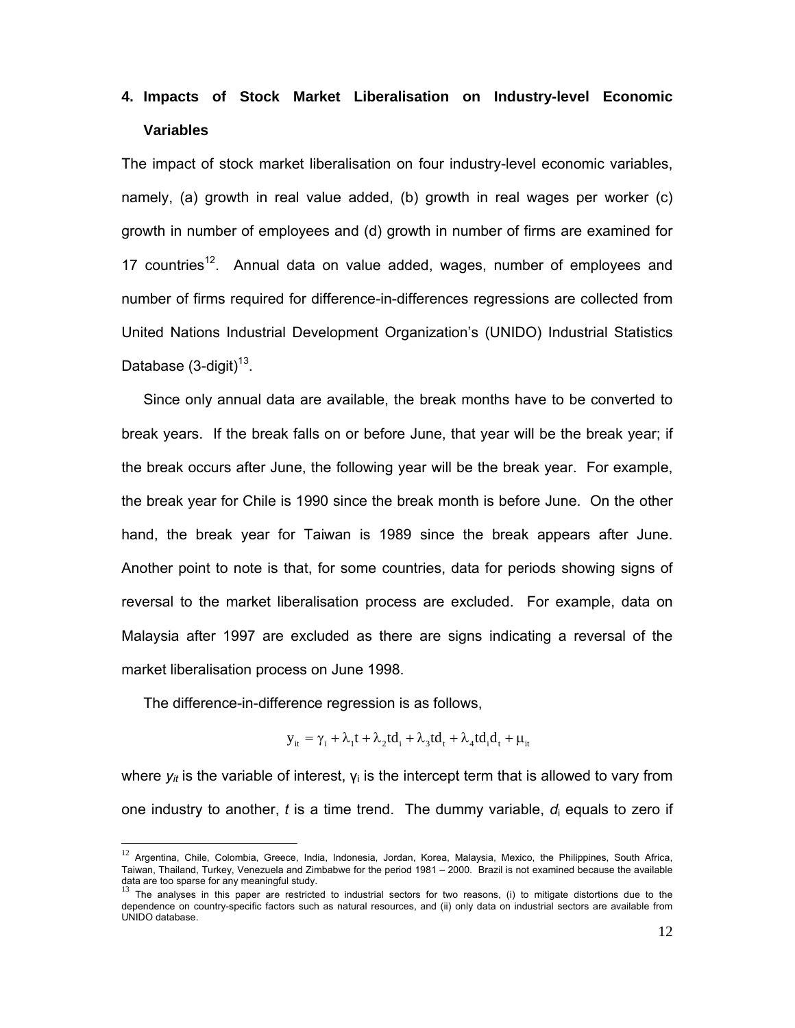## 4. Impacts of Stock Market Liberalisation on Industry-level Economic Variables

The impact of stock market liberalisation on four industry-level economic variables, namely, (a) growth in real value added, (b) growth in real wages per worker (c) growth in number of employees and (d) growth in number of firms are examined for 17 countries[12]. Annual data on value added, wages, number of employees and number of firms required for difference-in-differences regressions are collected from United Nations Industrial Development Organization's (UNIDO) Industrial Statistics Database (3-digit)[13].

Since only annual data are available, the break months have to be converted to break years. If the break falls on or before June, that year will be the break year; if the break occurs after June, the following year will be the break year. For example, the break year for Chile is 1990 since the break month is before June. On the other hand, the break year for Taiwan is 1989 since the break appears after June. Another point to note is that, for some countries, data for periods showing signs of reversal to the market liberalisation process are excluded. For example, data on Malaysia after 1997 are excluded as there are signs indicating a reversal of the market liberalisation process on June 1998.

The difference-in-difference regression is as follows,

$$y_{it} = \gamma_i + \lambda_1 t + \lambda_2 td_i + \lambda_3 td_t + \lambda_4 td_i d_t + \mu_{it}$$

where $y_{it}$ is the variable of interest, $\gamma_i$ is the intercept term that is allowed to vary from one industry to another, $t$ is a time trend. The dummy variable, $d_i$ equals to zero if

---

[12] Argentina, Chile, Colombia, Greece, India, Indonesia, Jordan, Korea, Malaysia, Mexico, the Philippines, South Africa, Taiwan, Thailand, Turkey, Venezuela and Zimbabwe for the period 1981 – 2000. Brazil is not examined because the available data are too sparse for any meaningful study.

[13] The analyses in this paper are restricted to industrial sectors for two reasons, (i) to mitigate distortions due to the dependence on country-specific factors such as natural resources, and (ii) only data on industrial sectors are available from UNIDO database.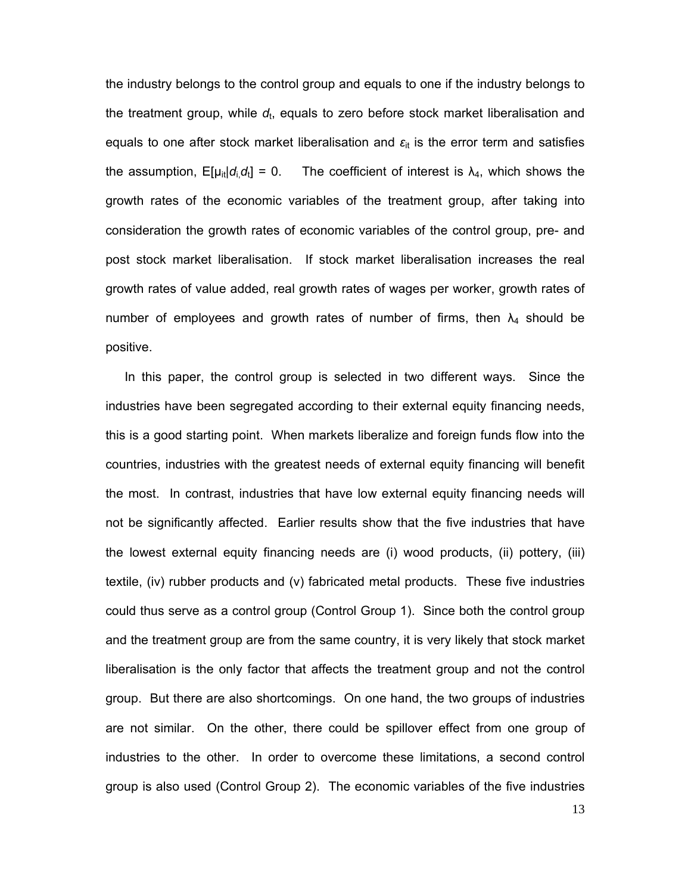the industry belongs to the control group and equals to one if the industry belongs to the treatment group, while $d_t$, equals to zero before stock market liberalisation and equals to one after stock market liberalisation and $\varepsilon_{it}$ is the error term and satisfies the assumption, $E[\mu_{it}|d_i, d_t] = 0$. The coefficient of interest is $\lambda_4$, which shows the growth rates of the economic variables of the treatment group, after taking into consideration the growth rates of economic variables of the control group, pre- and post stock market liberalisation. If stock market liberalisation increases the real growth rates of value added, real growth rates of wages per worker, growth rates of number of employees and growth rates of number of firms, then $\lambda_4$ should be positive.

In this paper, the control group is selected in two different ways. Since the industries have been segregated according to their external equity financing needs, this is a good starting point. When markets liberalize and foreign funds flow into the countries, industries with the greatest needs of external equity financing will benefit the most. In contrast, industries that have low external equity financing needs will not be significantly affected. Earlier results show that the five industries that have the lowest external equity financing needs are (i) wood products, (ii) pottery, (iii) textile, (iv) rubber products and (v) fabricated metal products. These five industries could thus serve as a control group (Control Group 1). Since both the control group and the treatment group are from the same country, it is very likely that stock market liberalisation is the only factor that affects the treatment group and not the control group. But there are also shortcomings. On one hand, the two groups of industries are not similar. On the other, there could be spillover effect from one group of industries to the other. In order to overcome these limitations, a second control group is also used (Control Group 2). The economic variables of the five industries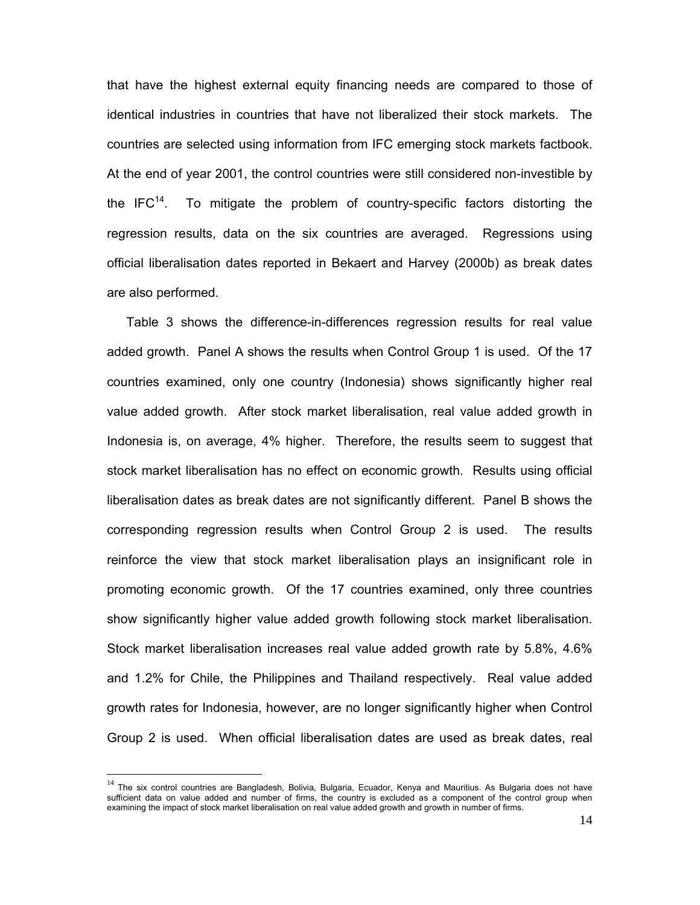that have the highest external equity financing needs are compared to those of identical industries in countries that have not liberalized their stock markets. The countries are selected using information from IFC emerging stock markets factbook. At the end of year 2001, the control countries were still considered non-investible by the IFC[14]. To mitigate the problem of country-specific factors distorting the regression results, data on the six countries are averaged. Regressions using official liberalisation dates reported in Bekaert and Harvey (2000b) as break dates are also performed.

Table 3 shows the difference-in-differences regression results for real value added growth. Panel A shows the results when Control Group 1 is used. Of the 17 countries examined, only one country (Indonesia) shows significantly higher real value added growth. After stock market liberalisation, real value added growth in Indonesia is, on average, 4% higher. Therefore, the results seem to suggest that stock market liberalisation has no effect on economic growth. Results using official liberalisation dates as break dates are not significantly different. Panel B shows the corresponding regression results when Control Group 2 is used. The results reinforce the view that stock market liberalisation plays an insignificant role in promoting economic growth. Of the 17 countries examined, only three countries show significantly higher value added growth following stock market liberalisation. Stock market liberalisation increases real value added growth rate by 5.8%, 4.6% and 1.2% for Chile, the Philippines and Thailand respectively. Real value added growth rates for Indonesia, however, are no longer significantly higher when Control Group 2 is used. When official liberalisation dates are used as break dates, real

[14] The six control countries are Bangladesh, Bolivia, Bulgaria, Ecuador, Kenya and Mauritius. As Bulgaria does not have sufficient data on value added and number of firms, the country is excluded as a component of the control group when examining the impact of stock market liberalisation on real value added growth and growth in number of firms.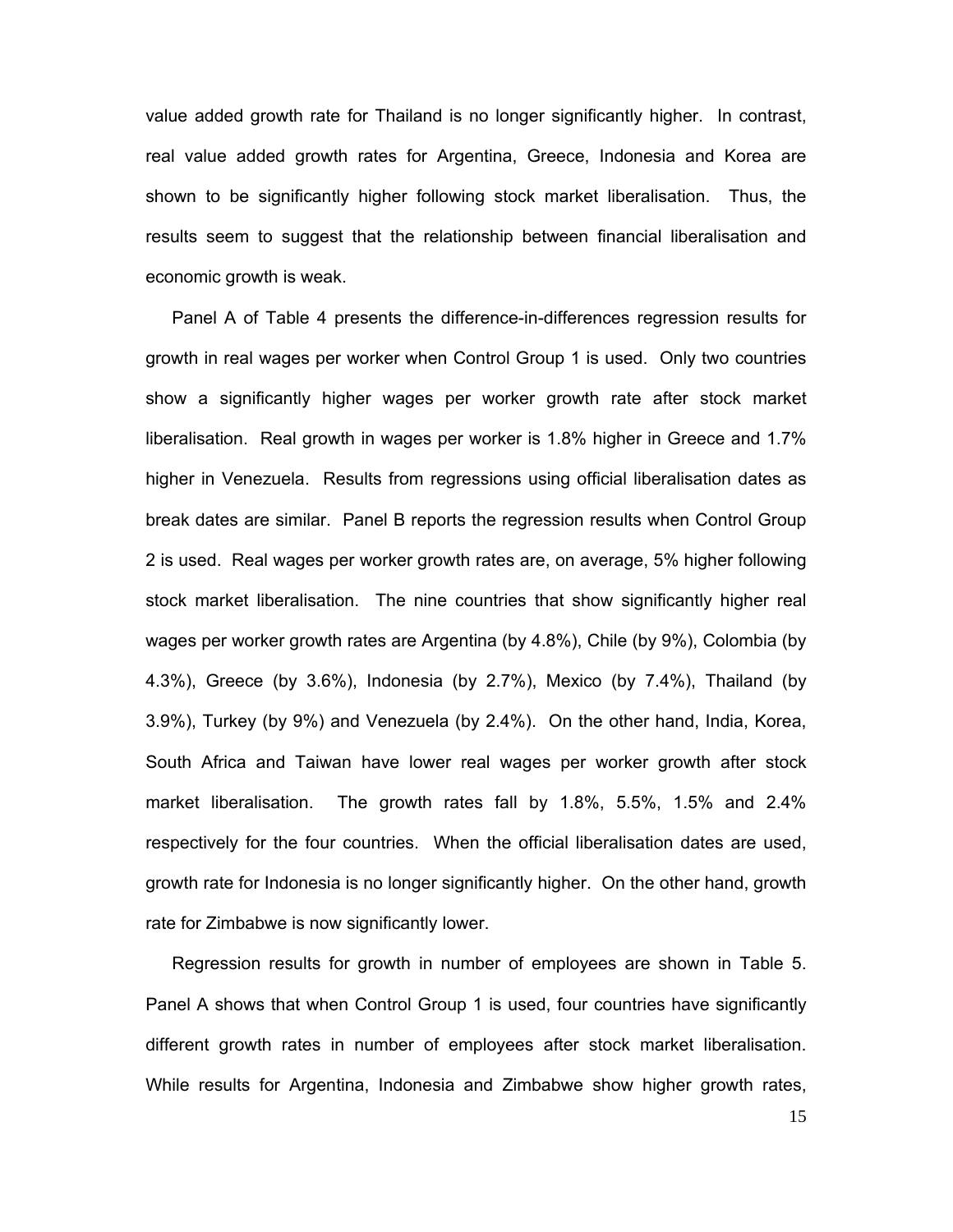value added growth rate for Thailand is no longer significantly higher. In contrast, real value added growth rates for Argentina, Greece, Indonesia and Korea are shown to be significantly higher following stock market liberalisation. Thus, the results seem to suggest that the relationship between financial liberalisation and economic growth is weak.

Panel A of Table 4 presents the difference-in-differences regression results for growth in real wages per worker when Control Group 1 is used. Only two countries show a significantly higher wages per worker growth rate after stock market liberalisation. Real growth in wages per worker is 1.8% higher in Greece and 1.7% higher in Venezuela. Results from regressions using official liberalisation dates as break dates are similar. Panel B reports the regression results when Control Group 2 is used. Real wages per worker growth rates are, on average, 5% higher following stock market liberalisation. The nine countries that show significantly higher real wages per worker growth rates are Argentina (by 4.8%), Chile (by 9%), Colombia (by 4.3%), Greece (by 3.6%), Indonesia (by 2.7%), Mexico (by 7.4%), Thailand (by 3.9%), Turkey (by 9%) and Venezuela (by 2.4%). On the other hand, India, Korea, South Africa and Taiwan have lower real wages per worker growth after stock market liberalisation. The growth rates fall by 1.8%, 5.5%, 1.5% and 2.4% respectively for the four countries. When the official liberalisation dates are used, growth rate for Indonesia is no longer significantly higher. On the other hand, growth rate for Zimbabwe is now significantly lower.

Regression results for growth in number of employees are shown in Table 5. Panel A shows that when Control Group 1 is used, four countries have significantly different growth rates in number of employees after stock market liberalisation. While results for Argentina, Indonesia and Zimbabwe show higher growth rates,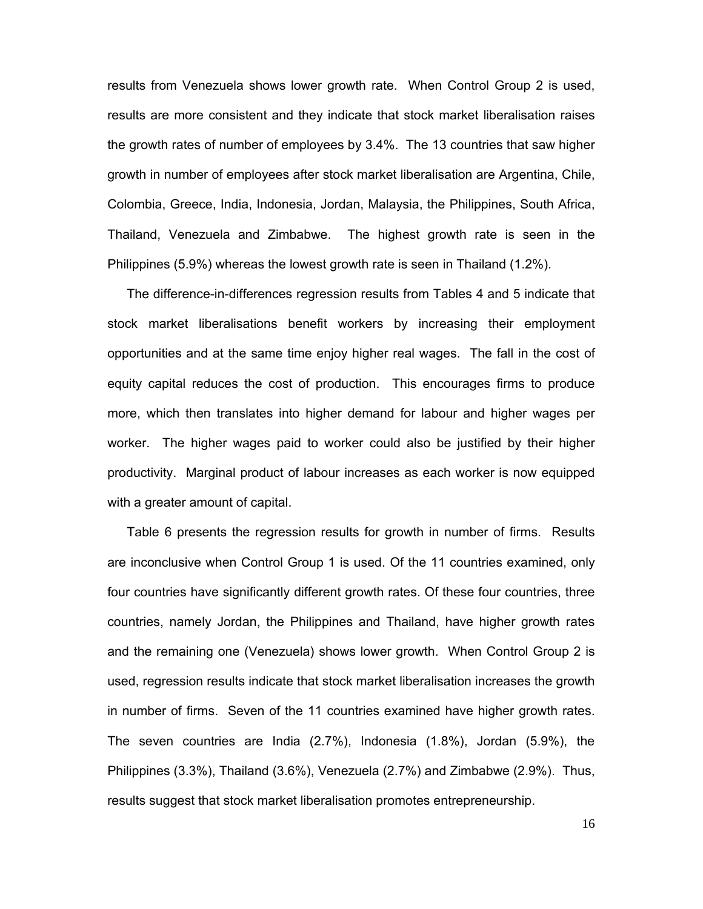results from Venezuela shows lower growth rate. When Control Group 2 is used, results are more consistent and they indicate that stock market liberalisation raises the growth rates of number of employees by 3.4%. The 13 countries that saw higher growth in number of employees after stock market liberalisation are Argentina, Chile, Colombia, Greece, India, Indonesia, Jordan, Malaysia, the Philippines, South Africa, Thailand, Venezuela and Zimbabwe. The highest growth rate is seen in the Philippines (5.9%) whereas the lowest growth rate is seen in Thailand (1.2%).

The difference-in-differences regression results from Tables 4 and 5 indicate that stock market liberalisations benefit workers by increasing their employment opportunities and at the same time enjoy higher real wages. The fall in the cost of equity capital reduces the cost of production. This encourages firms to produce more, which then translates into higher demand for labour and higher wages per worker. The higher wages paid to worker could also be justified by their higher productivity. Marginal product of labour increases as each worker is now equipped with a greater amount of capital.

Table 6 presents the regression results for growth in number of firms. Results are inconclusive when Control Group 1 is used. Of the 11 countries examined, only four countries have significantly different growth rates. Of these four countries, three countries, namely Jordan, the Philippines and Thailand, have higher growth rates and the remaining one (Venezuela) shows lower growth. When Control Group 2 is used, regression results indicate that stock market liberalisation increases the growth in number of firms. Seven of the 11 countries examined have higher growth rates. The seven countries are India (2.7%), Indonesia (1.8%), Jordan (5.9%), the Philippines (3.3%), Thailand (3.6%), Venezuela (2.7%) and Zimbabwe (2.9%). Thus, results suggest that stock market liberalisation promotes entrepreneurship.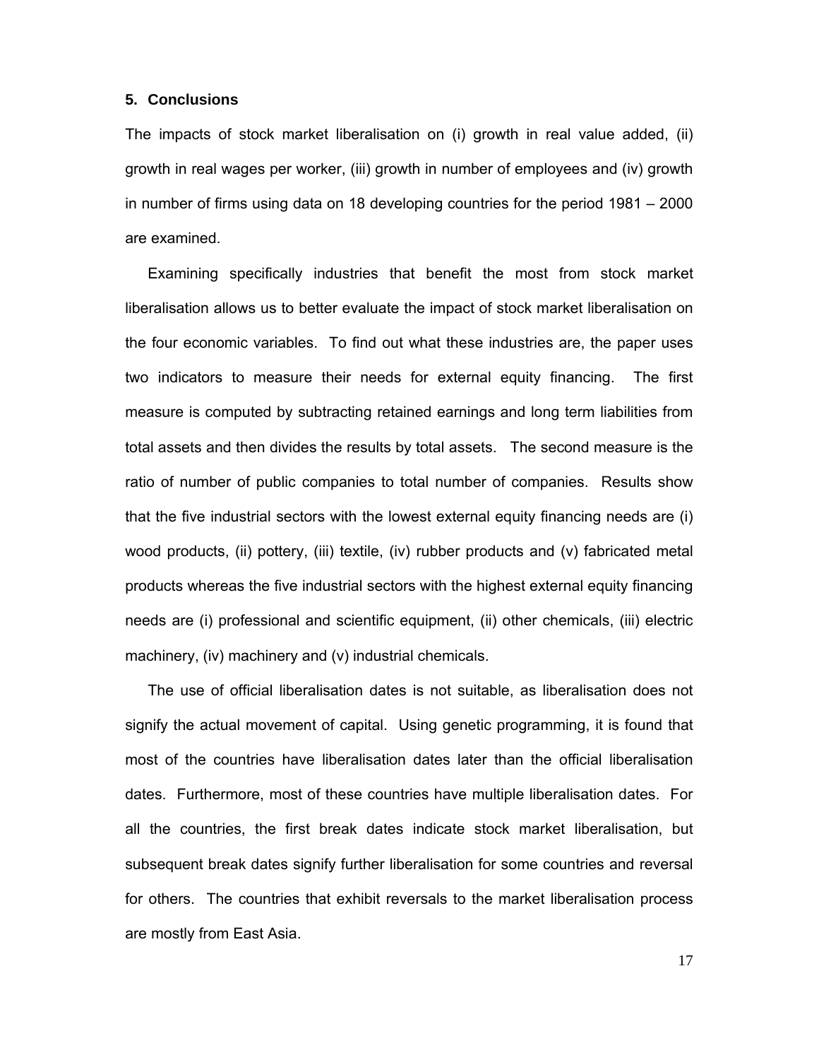## 5. Conclusions

The impacts of stock market liberalisation on (i) growth in real value added, (ii) growth in real wages per worker, (iii) growth in number of employees and (iv) growth in number of firms using data on 18 developing countries for the period 1981 – 2000 are examined.

Examining specifically industries that benefit the most from stock market liberalisation allows us to better evaluate the impact of stock market liberalisation on the four economic variables. To find out what these industries are, the paper uses two indicators to measure their needs for external equity financing. The first measure is computed by subtracting retained earnings and long term liabilities from total assets and then divides the results by total assets. The second measure is the ratio of number of public companies to total number of companies. Results show that the five industrial sectors with the lowest external equity financing needs are (i) wood products, (ii) pottery, (iii) textile, (iv) rubber products and (v) fabricated metal products whereas the five industrial sectors with the highest external equity financing needs are (i) professional and scientific equipment, (ii) other chemicals, (iii) electric machinery, (iv) machinery and (v) industrial chemicals.

The use of official liberalisation dates is not suitable, as liberalisation does not signify the actual movement of capital. Using genetic programming, it is found that most of the countries have liberalisation dates later than the official liberalisation dates. Furthermore, most of these countries have multiple liberalisation dates. For all the countries, the first break dates indicate stock market liberalisation, but subsequent break dates signify further liberalisation for some countries and reversal for others. The countries that exhibit reversals to the market liberalisation process are mostly from East Asia.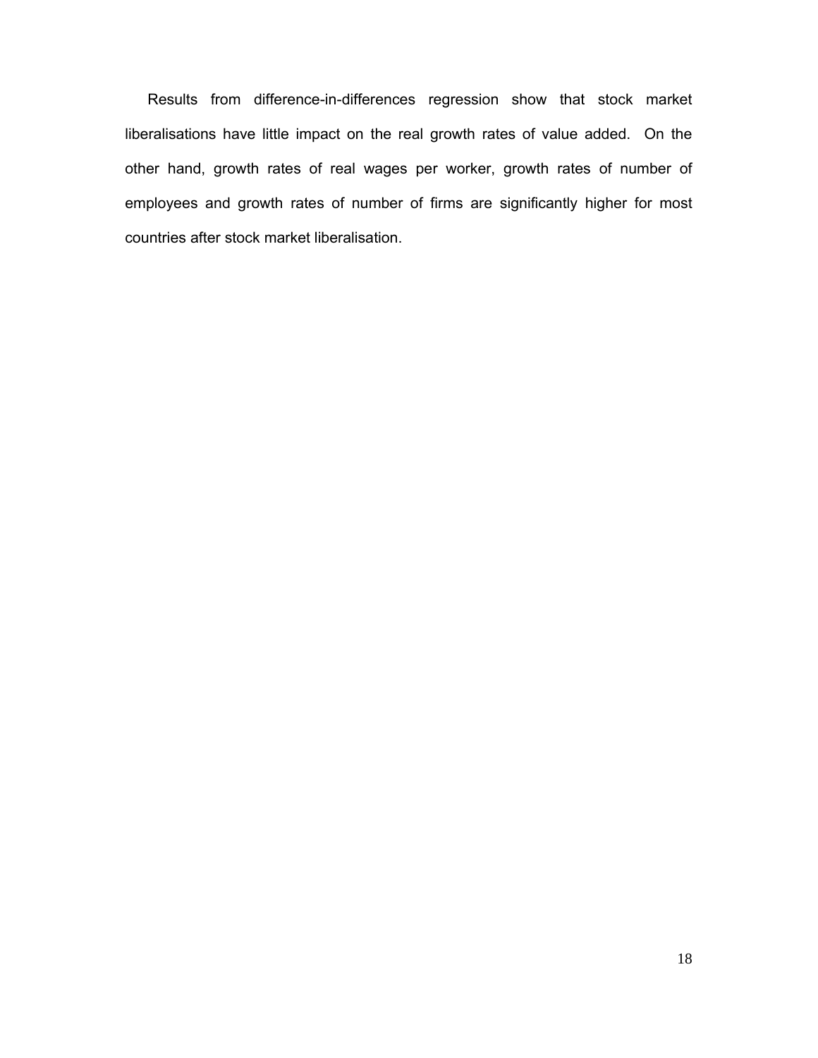Results from difference-in-differences regression show that stock market liberalisations have little impact on the real growth rates of value added. On the other hand, growth rates of real wages per worker, growth rates of number of employees and growth rates of number of firms are significantly higher for most countries after stock market liberalisation.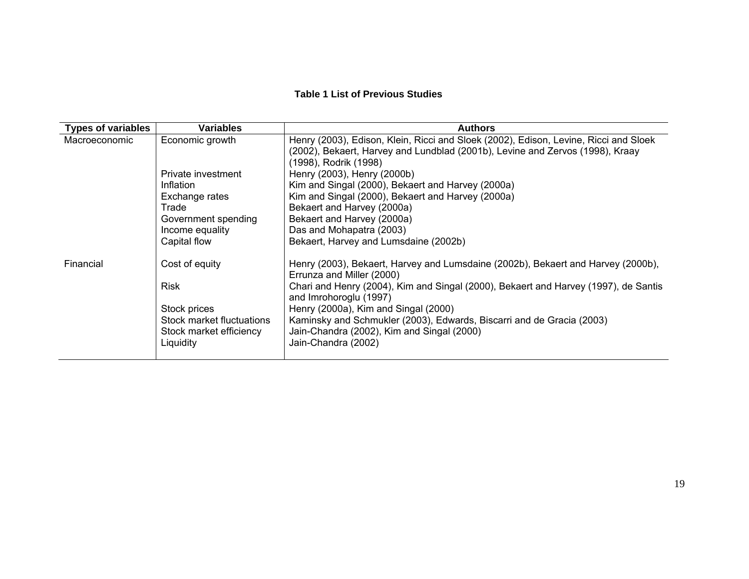**Table 1 List of Previous Studies**

| Types of variables | Variables | Authors |
|---|---|---|
| Macroeconomic | Economic growth | Henry (2003), Edison, Klein, Ricci and Sloek (2002), Edison, Levine, Ricci and Sloek (2002), Bekaert, Harvey and Lundblad (2001b), Levine and Zervos (1998), Kraay (1998), Rodrik (1998) |
| | Private investment | Henry (2003), Henry (2000b) |
| | Inflation | Kim and Singal (2000), Bekaert and Harvey (2000a) |
| | Exchange rates | Kim and Singal (2000), Bekaert and Harvey (2000a) |
| | Trade | Bekaert and Harvey (2000a) |
| | Government spending | Bekaert and Harvey (2000a) |
| | Income equality | Das and Mohapatra (2003) |
| | Capital flow | Bekaert, Harvey and Lumsdaine (2002b) |
| Financial | Cost of equity | Henry (2003), Bekaert, Harvey and Lumsdaine (2002b), Bekaert and Harvey (2000b), Errunza and Miller (2000) |
| | Risk | Chari and Henry (2004), Kim and Singal (2000), Bekaert and Harvey (1997), de Santis and Imrohoroglu (1997) |
| | Stock prices | Henry (2000a), Kim and Singal (2000) |
| | Stock market fluctuations | Kaminsky and Schmukler (2003), Edwards, Biscarri and de Gracia (2003) |
| | Stock market efficiency | Jain-Chandra (2002), Kim and Singal (2000) |
| | Liquidity | Jain-Chandra (2002) |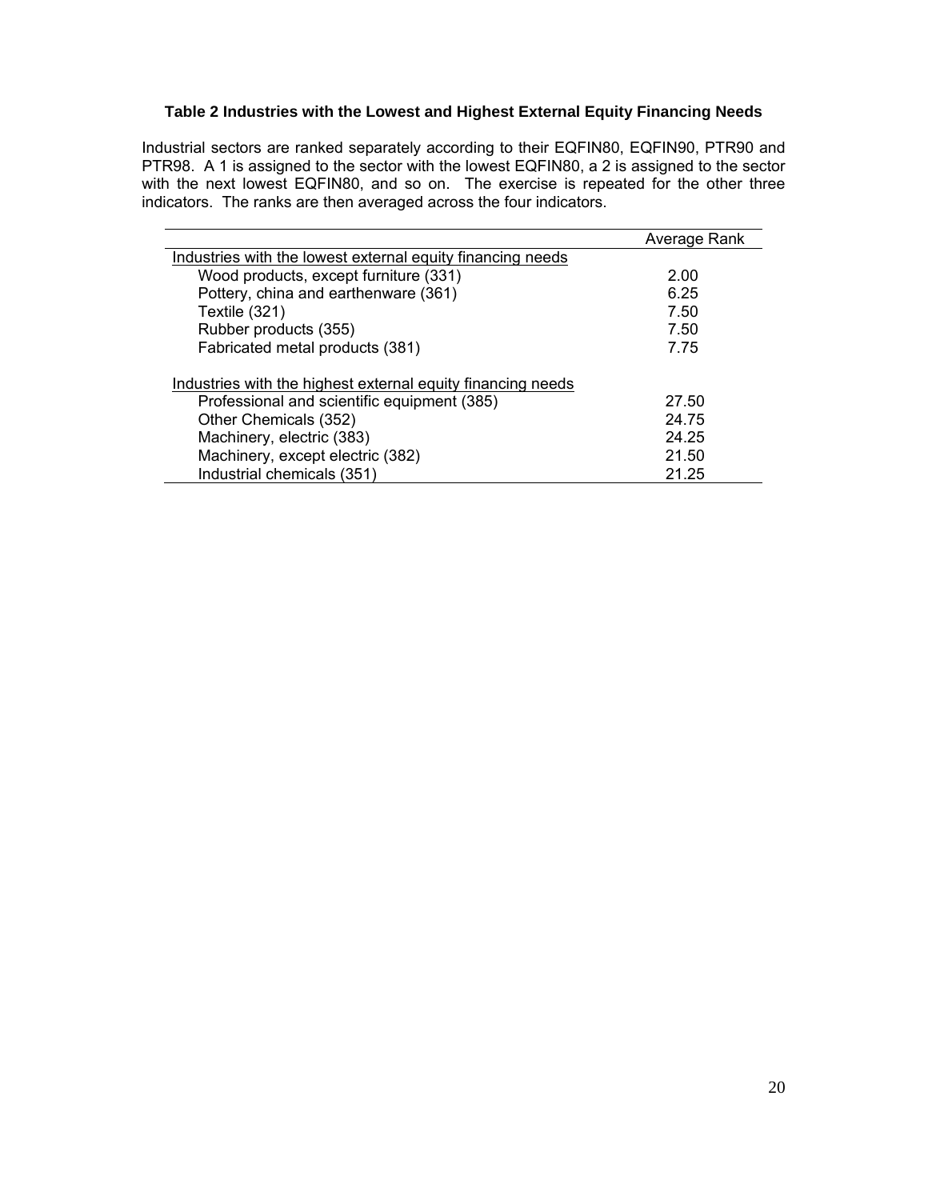**Table 2 Industries with the Lowest and Highest External Equity Financing Needs**

Industrial sectors are ranked separately according to their EQFIN80, EQFIN90, PTR90 and PTR98. A 1 is assigned to the sector with the lowest EQFIN80, a 2 is assigned to the sector with the next lowest EQFIN80, and so on. The exercise is repeated for the other three indicators. The ranks are then averaged across the four indicators.

| | Average Rank |
|---|---|
| Industries with the lowest external equity financing needs | |
| Wood products, except furniture (331) | 2.00 |
| Pottery, china and earthenware (361) | 6.25 |
| Textile (321) | 7.50 |
| Rubber products (355) | 7.50 |
| Fabricated metal products (381) | 7.75 |
| Industries with the highest external equity financing needs | |
| Professional and scientific equipment (385) | 27.50 |
| Other Chemicals (352) | 24.75 |
| Machinery, electric (383) | 24.25 |
| Machinery, except electric (382) | 21.50 |
| Industrial chemicals (351) | 21.25 |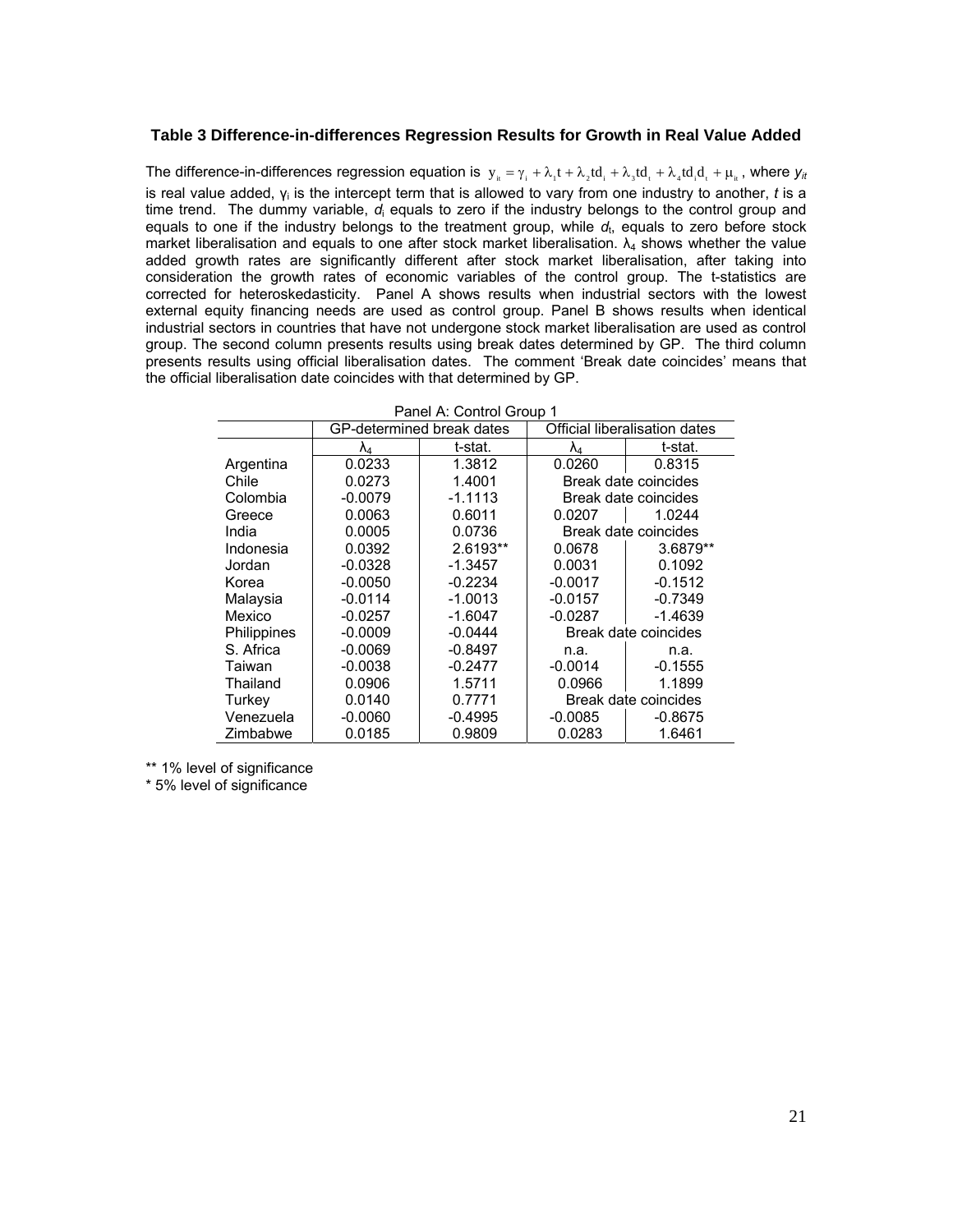### Table 3 Difference-in-differences Regression Results for Growth in Real Value Added

The difference-in-differences regression equation is $y_{it} = \gamma_i + \lambda_1 t + \lambda_2 td_i + \lambda_3 td_t + \lambda_4 td_i d_t + \mu_{it}$, where $y_{it}$ is real value added, $\gamma_i$ is the intercept term that is allowed to vary from one industry to another, $t$ is a time trend. The dummy variable, $d_i$ equals to zero if the industry belongs to the control group and equals to one if the industry belongs to the treatment group, while $d_t$, equals to zero before stock market liberalisation and equals to one after stock market liberalisation. $\lambda_4$ shows whether the value added growth rates are significantly different after stock market liberalisation, after taking into consideration the growth rates of economic variables of the control group. The t-statistics are corrected for heteroskedasticity. Panel A shows results when industrial sectors with the lowest external equity financing needs are used as control group. Panel B shows results when identical industrial sectors in countries that have not undergone stock market liberalisation are used as control group. The second column presents results using break dates determined by GP. The third column presents results using official liberalisation dates. The comment 'Break date coincides' means that the official liberalisation date coincides with that determined by GP.

Panel A: Control Group 1

| | GP-determined break dates | | Official liberalisation dates | |
|---|---|---|---|---|
| | $\lambda_4$ | t-stat. | $\lambda_4$ | t-stat. |
| Argentina | 0.0233 | 1.3812 | 0.0260 | 0.8315 |
| Chile | 0.0273 | 1.4001 | Break date coincides | |
| Colombia | -0.0079 | -1.1113 | Break date coincides | |
| Greece | 0.0063 | 0.6011 | 0.0207 | 1.0244 |
| India | 0.0005 | 0.0736 | Break date coincides | |
| Indonesia | 0.0392 | 2.6193** | 0.0678 | 3.6879** |
| Jordan | -0.0328 | -1.3457 | 0.0031 | 0.1092 |
| Korea | -0.0050 | -0.2234 | -0.0017 | -0.1512 |
| Malaysia | -0.0114 | -1.0013 | -0.0157 | -0.7349 |
| Mexico | -0.0257 | -1.6047 | -0.0287 | -1.4639 |
| Philippines | -0.0009 | -0.0444 | Break date coincides | |
| S. Africa | -0.0069 | -0.8497 | n.a. | n.a. |
| Taiwan | -0.0038 | -0.2477 | -0.0014 | -0.1555 |
| Thailand | 0.0906 | 1.5711 | 0.0966 | 1.1899 |
| Turkey | 0.0140 | 0.7771 | Break date coincides | |
| Venezuela | -0.0060 | -0.4995 | -0.0085 | -0.8675 |
| Zimbabwe | 0.0185 | 0.9809 | 0.0283 | 1.6461 |

** 1% level of significance
* 5% level of significance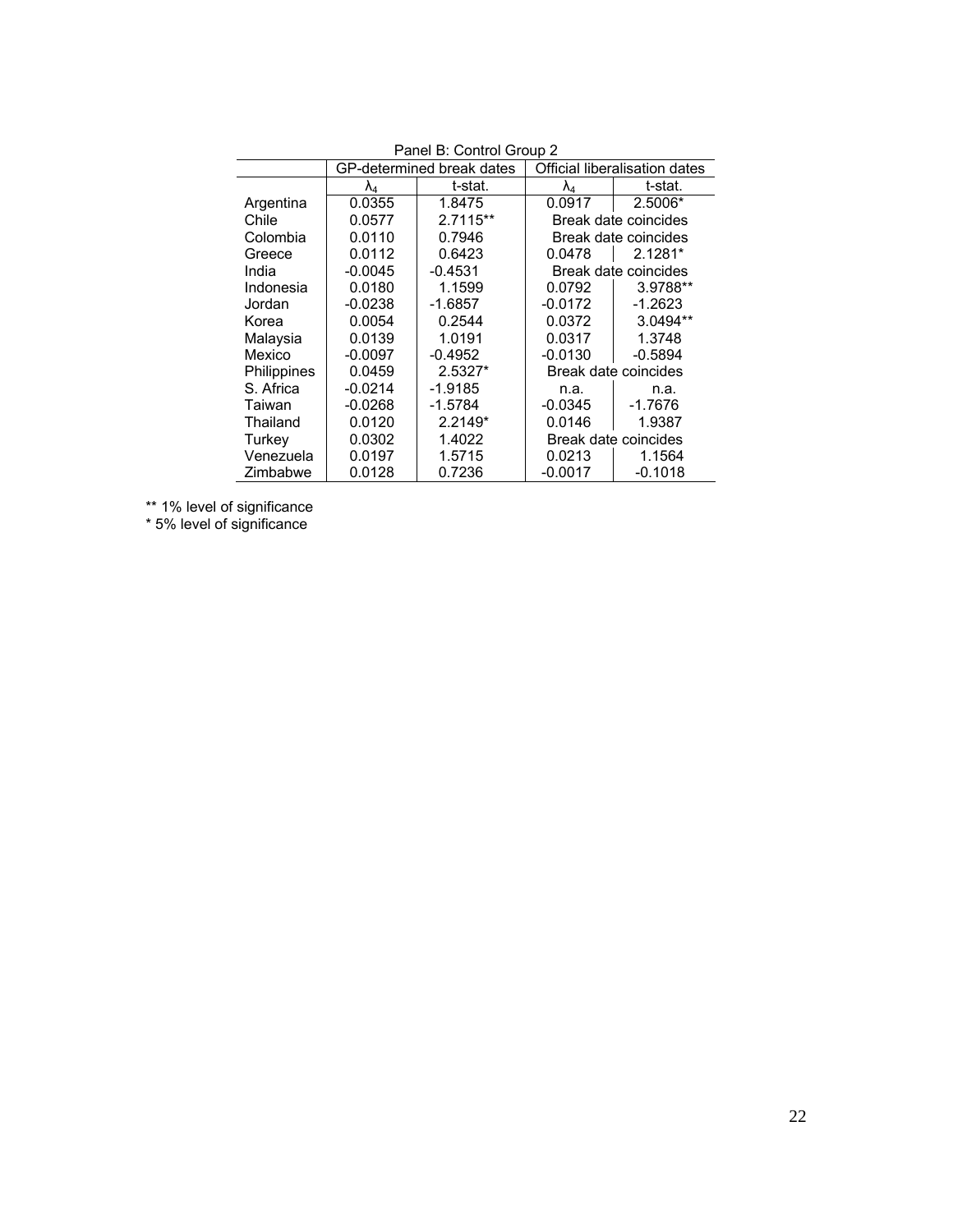Panel B: Control Group 2

| | GP-determined break dates | | Official liberalisation dates | |
|---|---|---|---|---|
| | $\lambda_4$ | t-stat. | $\lambda_4$ | t-stat. |
| Argentina | 0.0355 | 1.8475 | 0.0917 | 2.5006* |
| Chile | 0.0577 | 2.7115** | Break date coincides | |
| Colombia | 0.0110 | 0.7946 | Break date coincides | |
| Greece | 0.0112 | 0.6423 | 0.0478 | 2.1281* |
| India | -0.0045 | -0.4531 | Break date coincides | |
| Indonesia | 0.0180 | 1.1599 | 0.0792 | 3.9788** |
| Jordan | -0.0238 | -1.6857 | -0.0172 | -1.2623 |
| Korea | 0.0054 | 0.2544 | 0.0372 | 3.0494** |
| Malaysia | 0.0139 | 1.0191 | 0.0317 | 1.3748 |
| Mexico | -0.0097 | -0.4952 | -0.0130 | -0.5894 |
| Philippines | 0.0459 | 2.5327* | Break date coincides | |
| S. Africa | -0.0214 | -1.9185 | n.a. | n.a. |
| Taiwan | -0.0268 | -1.5784 | -0.0345 | -1.7676 |
| Thailand | 0.0120 | 2.2149* | 0.0146 | 1.9387 |
| Turkey | 0.0302 | 1.4022 | Break date coincides | |
| Venezuela | 0.0197 | 1.5715 | 0.0213 | 1.1564 |
| Zimbabwe | 0.0128 | 0.7236 | -0.0017 | -0.1018 |

** 1% level of significance

* 5% level of significance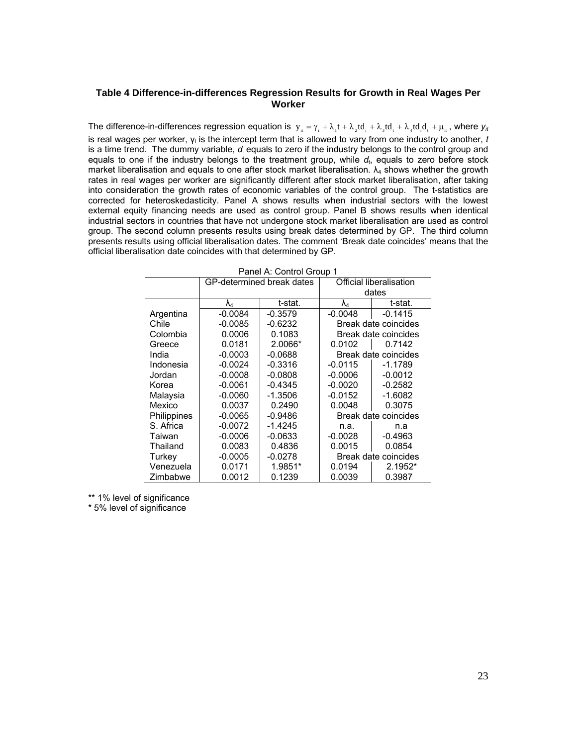### Table 4 Difference-in-differences Regression Results for Growth in Real Wages Per Worker

The difference-in-differences regression equation is $y_{it} = \gamma_i + \lambda_1 t + \lambda_2 td_i + \lambda_3 td_t + \lambda_4 td_i d_t + \mu_{it}$, where $y_{it}$ is real wages per worker, $\gamma_i$ is the intercept term that is allowed to vary from one industry to another, $t$ is a time trend. The dummy variable, $d_i$ equals to zero if the industry belongs to the control group and equals to one if the industry belongs to the treatment group, while $d_t$, equals to zero before stock market liberalisation and equals to one after stock market liberalisation. $\lambda_4$ shows whether the growth rates in real wages per worker are significantly different after stock market liberalisation, after taking into consideration the growth rates of economic variables of the control group. The t-statistics are corrected for heteroskedasticity. Panel A shows results when industrial sectors with the lowest external equity financing needs are used as control group. Panel B shows results when identical industrial sectors in countries that have not undergone stock market liberalisation are used as control group. The second column presents results using break dates determined by GP. The third column presents results using official liberalisation dates. The comment 'Break date coincides' means that the official liberalisation date coincides with that determined by GP.

Panel A: Control Group 1

| | GP-determined break dates | | Official liberalisation dates | |
|---|---|---|---|---|
| | $\lambda_4$ | t-stat. | $\lambda_4$ | t-stat. |
| Argentina | -0.0084 | -0.3579 | -0.0048 | -0.1415 |
| Chile | -0.0085 | -0.6232 | Break date coincides | |
| Colombia | 0.0006 | 0.1083 | Break date coincides | |
| Greece | 0.0181 | 2.0066* | 0.0102 | 0.7142 |
| India | -0.0003 | -0.0688 | Break date coincides | |
| Indonesia | -0.0024 | -0.3316 | -0.0115 | -1.1789 |
| Jordan | -0.0008 | -0.0808 | -0.0006 | -0.0012 |
| Korea | -0.0061 | -0.4345 | -0.0020 | -0.2582 |
| Malaysia | -0.0060 | -1.3506 | -0.0152 | -1.6082 |
| Mexico | 0.0037 | 0.2490 | 0.0048 | 0.3075 |
| Philippines | -0.0065 | -0.9486 | Break date coincides | |
| S. Africa | -0.0072 | -1.4245 | n.a. | n.a |
| Taiwan | -0.0006 | -0.0633 | -0.0028 | -0.4963 |
| Thailand | 0.0083 | 0.4836 | 0.0015 | 0.0854 |
| Turkey | -0.0005 | -0.0278 | Break date coincides | |
| Venezuela | 0.0171 | 1.9851* | 0.0194 | 2.1952* |
| Zimbabwe | 0.0012 | 0.1239 | 0.0039 | 0.3987 |

** 1% level of significance
* 5% level of significance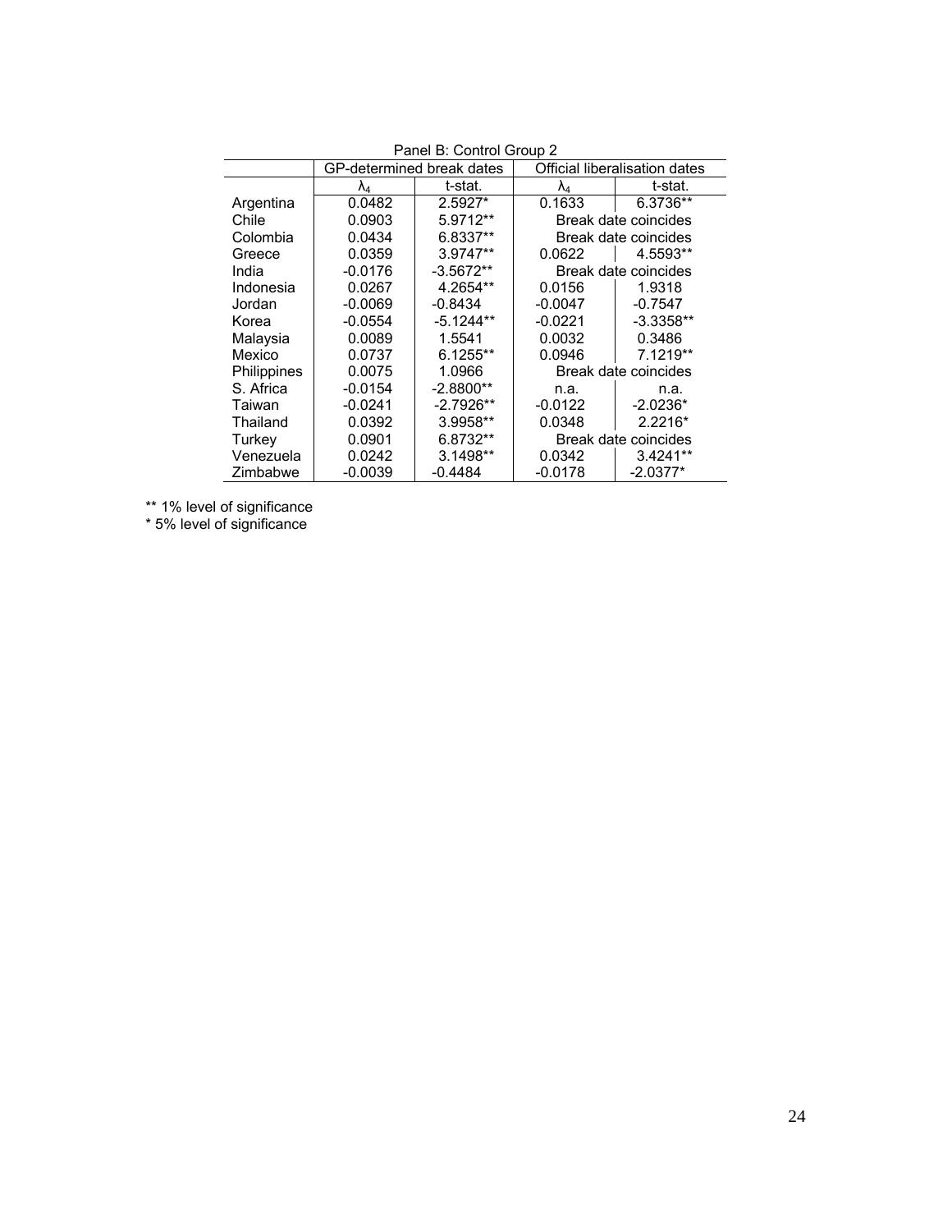Panel B: Control Group 2

| | GP-determined break dates | | Official liberalisation dates | |
|---|---|---|---|---|
| | $\lambda_4$ | t-stat. | $\lambda_4$ | t-stat. |
| Argentina | 0.0482 | 2.5927* | 0.1633 | 6.3736** |
| Chile | 0.0903 | 5.9712** | Break date coincides | |
| Colombia | 0.0434 | 6.8337** | Break date coincides | |
| Greece | 0.0359 | 3.9747** | 0.0622 | 4.5593** |
| India | -0.0176 | -3.5672** | Break date coincides | |
| Indonesia | 0.0267 | 4.2654** | 0.0156 | 1.9318 |
| Jordan | -0.0069 | -0.8434 | -0.0047 | -0.7547 |
| Korea | -0.0554 | -5.1244** | -0.0221 | -3.3358** |
| Malaysia | 0.0089 | 1.5541 | 0.0032 | 0.3486 |
| Mexico | 0.0737 | 6.1255** | 0.0946 | 7.1219** |
| Philippines | 0.0075 | 1.0966 | Break date coincides | |
| S. Africa | -0.0154 | -2.8800** | n.a. | n.a. |
| Taiwan | -0.0241 | -2.7926** | -0.0122 | -2.0236* |
| Thailand | 0.0392 | 3.9958** | 0.0348 | 2.2216* |
| Turkey | 0.0901 | 6.8732** | Break date coincides | |
| Venezuela | 0.0242 | 3.1498** | 0.0342 | 3.4241** |
| Zimbabwe | -0.0039 | -0.4484 | -0.0178 | -2.0377* |

** 1% level of significance

* 5% level of significance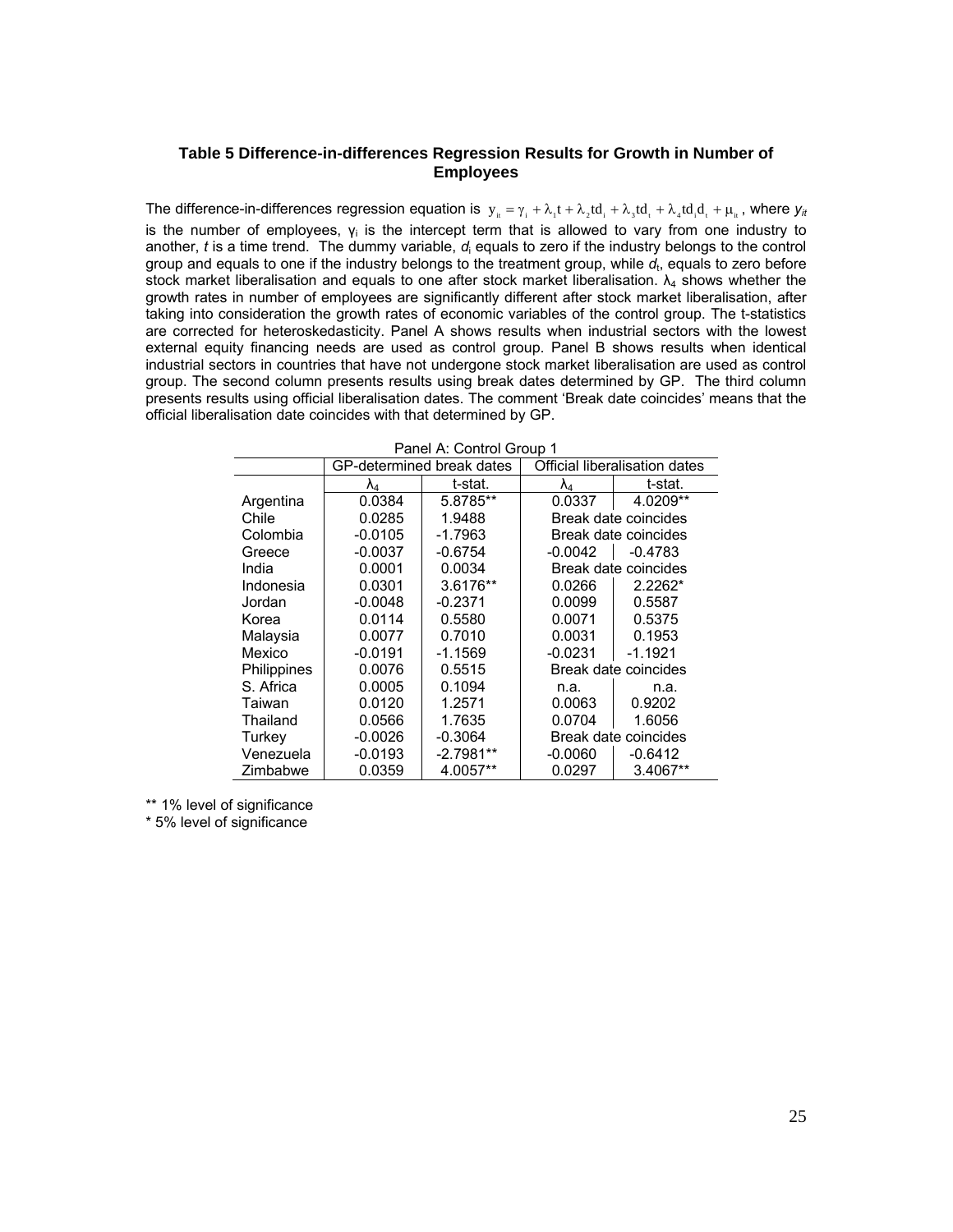### Table 5 Difference-in-differences Regression Results for Growth in Number of Employees

The difference-in-differences regression equation is $y_{it} = \gamma_i + \lambda_1 t + \lambda_2 td_i + \lambda_3 td_t + \lambda_4 td_i d_t + \mu_{it}$, where $y_{it}$ is the number of employees, $\gamma_i$ is the intercept term that is allowed to vary from one industry to another, $t$ is a time trend. The dummy variable, $d_i$ equals to zero if the industry belongs to the control group and equals to one if the industry belongs to the treatment group, while $d_t$, equals to zero before stock market liberalisation and equals to one after stock market liberalisation. $\lambda_4$ shows whether the growth rates in number of employees are significantly different after stock market liberalisation, after taking into consideration the growth rates of economic variables of the control group. The t-statistics are corrected for heteroskedasticity. Panel A shows results when industrial sectors with the lowest external equity financing needs are used as control group. Panel B shows results when identical industrial sectors in countries that have not undergone stock market liberalisation are used as control group. The second column presents results using break dates determined by GP. The third column presents results using official liberalisation dates. The comment 'Break date coincides' means that the official liberalisation date coincides with that determined by GP.

Panel A: Control Group 1

| | GP-determined break dates | | Official liberalisation dates | |
|---|---|---|---|---|
| | $\lambda_4$ | t-stat. | $\lambda_4$ | t-stat. |
| Argentina | 0.0384 | 5.8785** | 0.0337 | 4.0209** |
| Chile | 0.0285 | 1.9488 | Break date coincides | |
| Colombia | -0.0105 | -1.7963 | Break date coincides | |
| Greece | -0.0037 | -0.6754 | -0.0042 | -0.4783 |
| India | 0.0001 | 0.0034 | Break date coincides | |
| Indonesia | 0.0301 | 3.6176** | 0.0266 | 2.2262* |
| Jordan | -0.0048 | -0.2371 | 0.0099 | 0.5587 |
| Korea | 0.0114 | 0.5580 | 0.0071 | 0.5375 |
| Malaysia | 0.0077 | 0.7010 | 0.0031 | 0.1953 |
| Mexico | -0.0191 | -1.1569 | -0.0231 | -1.1921 |
| Philippines | 0.0076 | 0.5515 | Break date coincides | |
| S. Africa | 0.0005 | 0.1094 | n.a. | n.a. |
| Taiwan | 0.0120 | 1.2571 | 0.0063 | 0.9202 |
| Thailand | 0.0566 | 1.7635 | 0.0704 | 1.6056 |
| Turkey | -0.0026 | -0.3064 | Break date coincides | |
| Venezuela | -0.0193 | -2.7981** | -0.0060 | -0.6412 |
| Zimbabwe | 0.0359 | 4.0057** | 0.0297 | 3.4067** |

** 1% level of significance
* 5% level of significance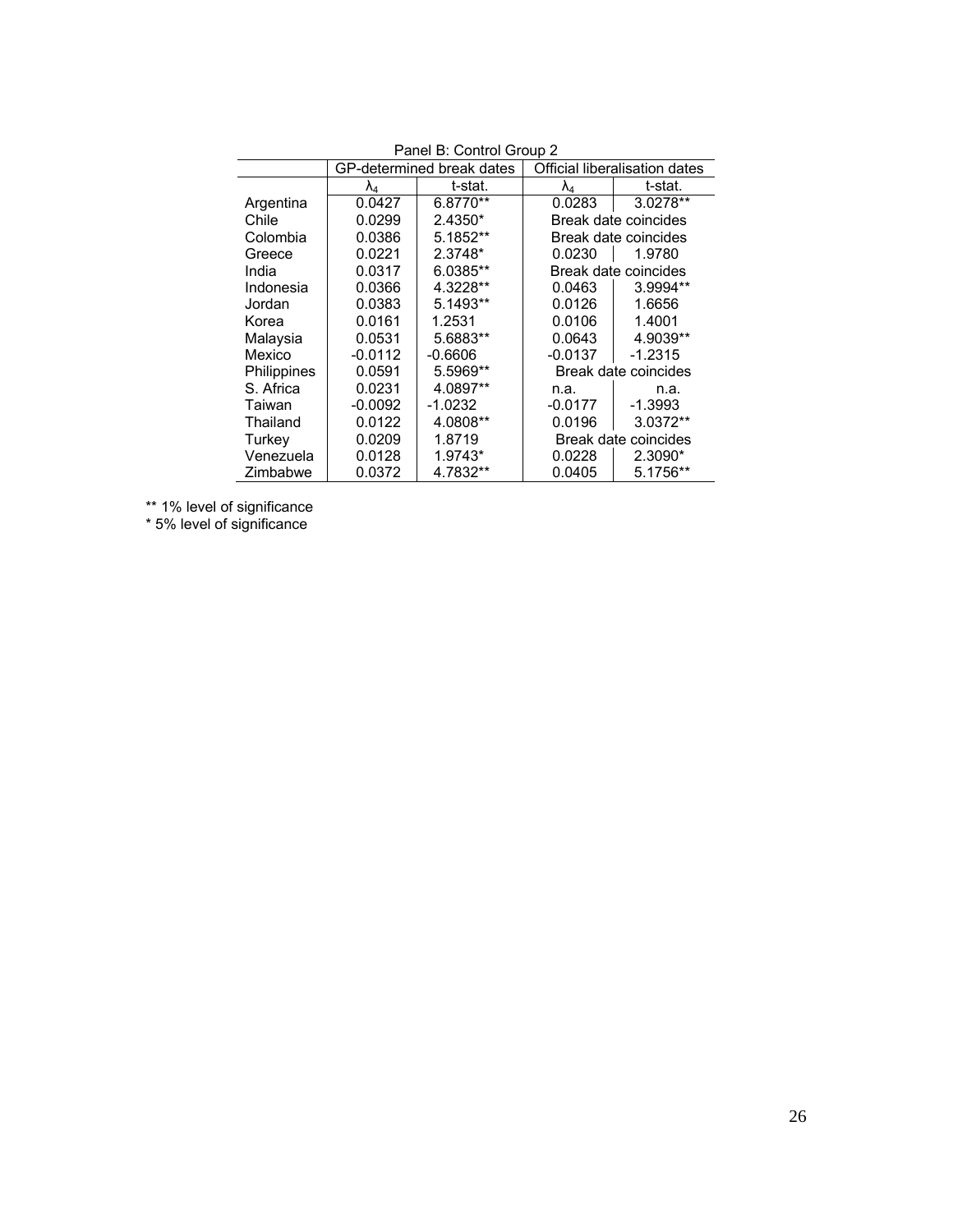Panel B: Control Group 2

| | GP-determined break dates | | Official liberalisation dates | |
|---|---|---|---|---|
| | $\lambda_4$ | t-stat. | $\lambda_4$ | t-stat. |
| Argentina | 0.0427 | 6.8770** | 0.0283 | 3.0278** |
| Chile | 0.0299 | 2.4350* | Break date coincides | |
| Colombia | 0.0386 | 5.1852** | Break date coincides | |
| Greece | 0.0221 | 2.3748* | 0.0230 | 1.9780 |
| India | 0.0317 | 6.0385** | Break date coincides | |
| Indonesia | 0.0366 | 4.3228** | 0.0463 | 3.9994** |
| Jordan | 0.0383 | 5.1493** | 0.0126 | 1.6656 |
| Korea | 0.0161 | 1.2531 | 0.0106 | 1.4001 |
| Malaysia | 0.0531 | 5.6883** | 0.0643 | 4.9039** |
| Mexico | -0.0112 | -0.6606 | -0.0137 | -1.2315 |
| Philippines | 0.0591 | 5.5969** | Break date coincides | |
| S. Africa | 0.0231 | 4.0897** | n.a. | n.a. |
| Taiwan | -0.0092 | -1.0232 | -0.0177 | -1.3993 |
| Thailand | 0.0122 | 4.0808** | 0.0196 | 3.0372** |
| Turkey | 0.0209 | 1.8719 | Break date coincides | |
| Venezuela | 0.0128 | 1.9743* | 0.0228 | 2.3090* |
| Zimbabwe | 0.0372 | 4.7832** | 0.0405 | 5.1756** |

** 1% level of significance

* 5% level of significance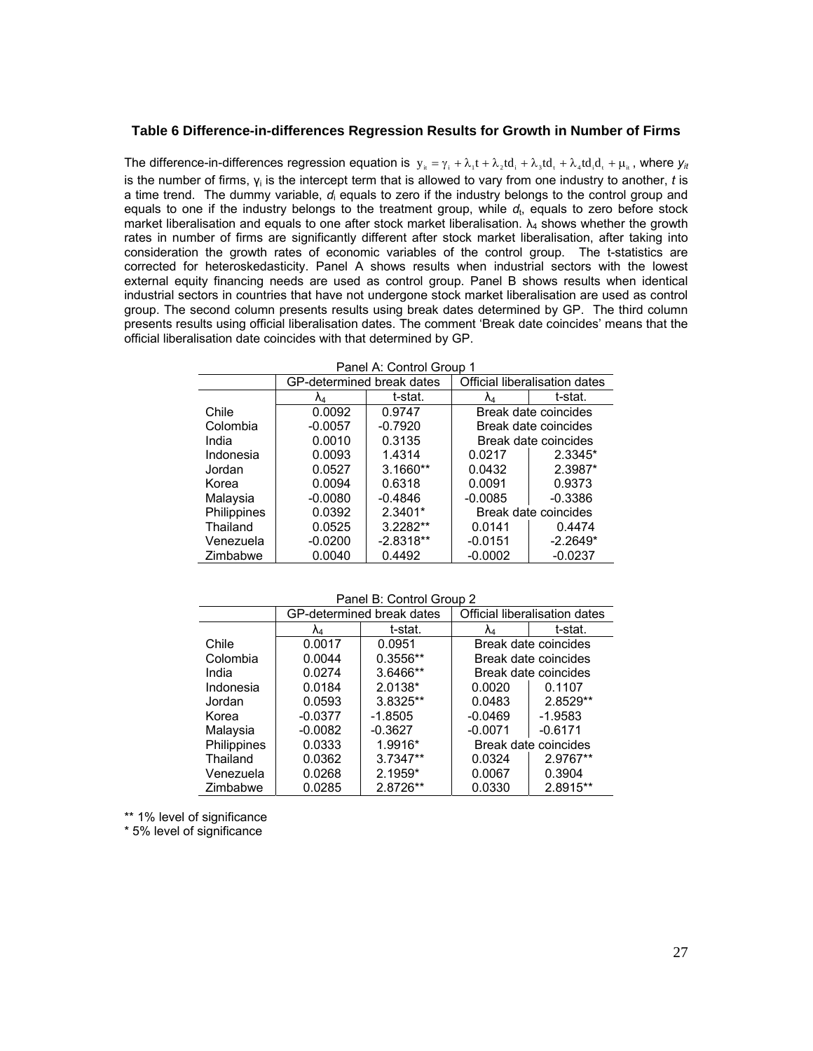### Table 6 Difference-in-differences Regression Results for Growth in Number of Firms

The difference-in-differences regression equation is $y_{it} = \gamma_i + \lambda_1 t + \lambda_2 td_i + \lambda_3 td_t + \lambda_4 td_i d_t + \mu_{it}$, where $y_{it}$ is the number of firms, $\gamma_i$ is the intercept term that is allowed to vary from one industry to another, $t$ is a time trend. The dummy variable, $d_i$ equals to zero if the industry belongs to the control group and equals to one if the industry belongs to the treatment group, while $d_t$, equals to zero before stock market liberalisation and equals to one after stock market liberalisation. $\lambda_4$ shows whether the growth rates in number of firms are significantly different after stock market liberalisation, after taking into consideration the growth rates of economic variables of the control group. The t-statistics are corrected for heteroskedasticity. Panel A shows results when industrial sectors with the lowest external equity financing needs are used as control group. Panel B shows results when identical industrial sectors in countries that have not undergone stock market liberalisation are used as control group. The second column presents results using break dates determined by GP. The third column presents results using official liberalisation dates. The comment 'Break date coincides' means that the official liberalisation date coincides with that determined by GP.

Panel A: Control Group 1

| | GP-determined break dates | | Official liberalisation dates | |
|---|---|---|---|---|
| | $\lambda_4$ | t-stat. | $\lambda_4$ | t-stat. |
| Chile | 0.0092 | 0.9747 | Break date coincides | |
| Colombia | -0.0057 | -0.7920 | Break date coincides | |
| India | 0.0010 | 0.3135 | Break date coincides | |
| Indonesia | 0.0093 | 1.4314 | 0.0217 | 2.3345* |
| Jordan | 0.0527 | 3.1660** | 0.0432 | 2.3987* |
| Korea | 0.0094 | 0.6318 | 0.0091 | 0.9373 |
| Malaysia | -0.0080 | -0.4846 | -0.0085 | -0.3386 |
| Philippines | 0.0392 | 2.3401* | Break date coincides | |
| Thailand | 0.0525 | 3.2282** | 0.0141 | 0.4474 |
| Venezuela | -0.0200 | -2.8318** | -0.0151 | -2.2649* |
| Zimbabwe | 0.0040 | 0.4492 | -0.0002 | -0.0237 |

Panel B: Control Group 2

| | GP-determined break dates | | Official liberalisation dates | |
|---|---|---|---|---|
| | $\lambda_4$ | t-stat. | $\lambda_4$ | t-stat. |
| Chile | 0.0017 | 0.0951 | Break date coincides | |
| Colombia | 0.0044 | 0.3556** | Break date coincides | |
| India | 0.0274 | 3.6466** | Break date coincides | |
| Indonesia | 0.0184 | 2.0138* | 0.0020 | 0.1107 |
| Jordan | 0.0593 | 3.8325** | 0.0483 | 2.8529** |
| Korea | -0.0377 | -1.8505 | -0.0469 | -1.9583 |
| Malaysia | -0.0082 | -0.3627 | -0.0071 | -0.6171 |
| Philippines | 0.0333 | 1.9916* | Break date coincides | |
| Thailand | 0.0362 | 3.7347** | 0.0324 | 2.9767** |
| Venezuela | 0.0268 | 2.1959* | 0.0067 | 0.3904 |
| Zimbabwe | 0.0285 | 2.8726** | 0.0330 | 2.8915** |

** 1% level of significance
* 5% level of significance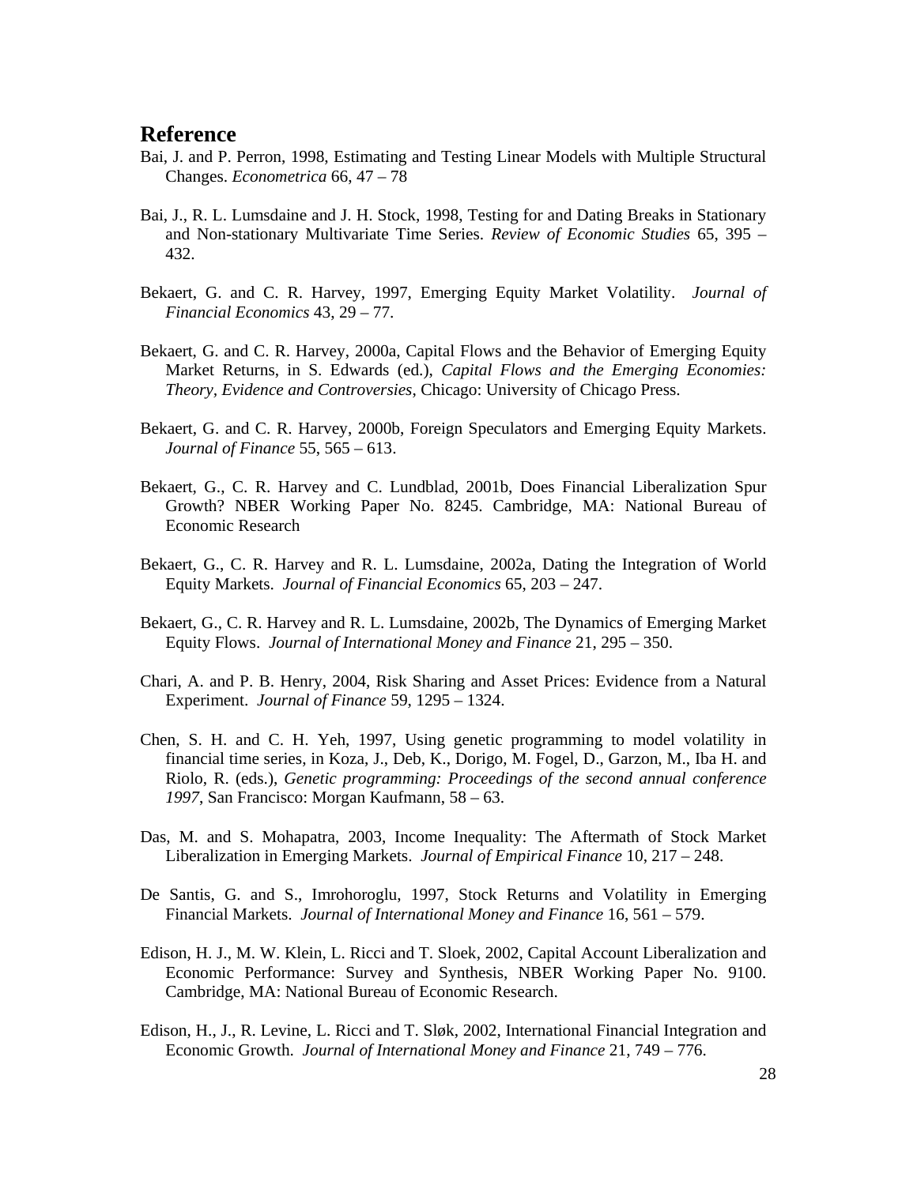## Reference

Bai, J. and P. Perron, 1998, Estimating and Testing Linear Models with Multiple Structural Changes. *Econometrica* 66, 47 – 78

Bai, J., R. L. Lumsdaine and J. H. Stock, 1998, Testing for and Dating Breaks in Stationary and Non-stationary Multivariate Time Series. *Review of Economic Studies* 65, 395 – 432.

Bekaert, G. and C. R. Harvey, 1997, Emerging Equity Market Volatility. *Journal of Financial Economics* 43, 29 – 77.

Bekaert, G. and C. R. Harvey, 2000a, Capital Flows and the Behavior of Emerging Equity Market Returns, in S. Edwards (ed.), *Capital Flows and the Emerging Economies: Theory, Evidence and Controversies*, Chicago: University of Chicago Press.

Bekaert, G. and C. R. Harvey, 2000b, Foreign Speculators and Emerging Equity Markets. *Journal of Finance* 55, 565 – 613.

Bekaert, G., C. R. Harvey and C. Lundblad, 2001b, Does Financial Liberalization Spur Growth? NBER Working Paper No. 8245. Cambridge, MA: National Bureau of Economic Research

Bekaert, G., C. R. Harvey and R. L. Lumsdaine, 2002a, Dating the Integration of World Equity Markets. *Journal of Financial Economics* 65, 203 – 247.

Bekaert, G., C. R. Harvey and R. L. Lumsdaine, 2002b, The Dynamics of Emerging Market Equity Flows. *Journal of International Money and Finance* 21, 295 – 350.

Chari, A. and P. B. Henry, 2004, Risk Sharing and Asset Prices: Evidence from a Natural Experiment. *Journal of Finance* 59, 1295 – 1324.

Chen, S. H. and C. H. Yeh, 1997, Using genetic programming to model volatility in financial time series, in Koza, J., Deb, K., Dorigo, M. Fogel, D., Garzon, M., Iba H. and Riolo, R. (eds.), *Genetic programming: Proceedings of the second annual conference 1997*, San Francisco: Morgan Kaufmann, 58 – 63.

Das, M. and S. Mohapatra, 2003, Income Inequality: The Aftermath of Stock Market Liberalization in Emerging Markets. *Journal of Empirical Finance* 10, 217 – 248.

De Santis, G. and S., Imrohoroglu, 1997, Stock Returns and Volatility in Emerging Financial Markets. *Journal of International Money and Finance* 16, 561 – 579.

Edison, H. J., M. W. Klein, L. Ricci and T. Sloek, 2002, Capital Account Liberalization and Economic Performance: Survey and Synthesis, NBER Working Paper No. 9100. Cambridge, MA: National Bureau of Economic Research.

Edison, H., J., R. Levine, L. Ricci and T. Sløk, 2002, International Financial Integration and Economic Growth. *Journal of International Money and Finance* 21, 749 – 776.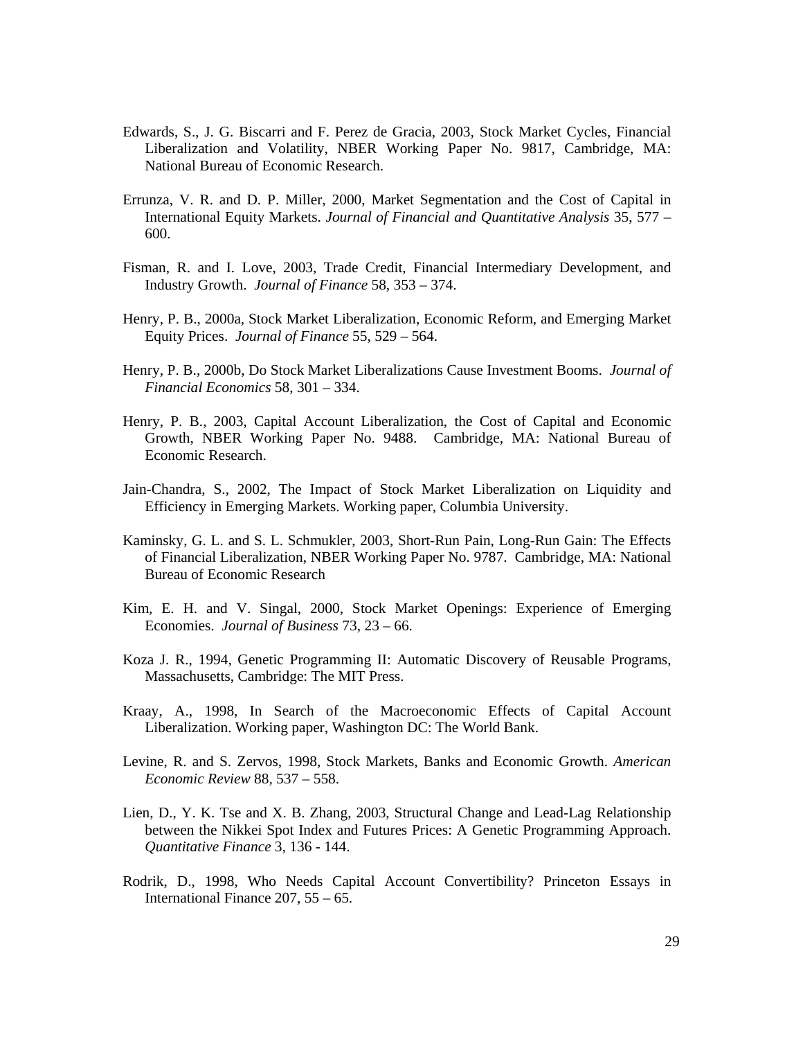Edwards, S., J. G. Biscarri and F. Perez de Gracia, 2003, Stock Market Cycles, Financial Liberalization and Volatility, NBER Working Paper No. 9817, Cambridge, MA: National Bureau of Economic Research.

Errunza, V. R. and D. P. Miller, 2000, Market Segmentation and the Cost of Capital in International Equity Markets. *Journal of Financial and Quantitative Analysis* 35, 577 – 600.

Fisman, R. and I. Love, 2003, Trade Credit, Financial Intermediary Development, and Industry Growth. *Journal of Finance* 58, 353 – 374.

Henry, P. B., 2000a, Stock Market Liberalization, Economic Reform, and Emerging Market Equity Prices. *Journal of Finance* 55, 529 – 564.

Henry, P. B., 2000b, Do Stock Market Liberalizations Cause Investment Booms. *Journal of Financial Economics* 58, 301 – 334.

Henry, P. B., 2003, Capital Account Liberalization, the Cost of Capital and Economic Growth, NBER Working Paper No. 9488. Cambridge, MA: National Bureau of Economic Research.

Jain-Chandra, S., 2002, The Impact of Stock Market Liberalization on Liquidity and Efficiency in Emerging Markets. Working paper, Columbia University.

Kaminsky, G. L. and S. L. Schmukler, 2003, Short-Run Pain, Long-Run Gain: The Effects of Financial Liberalization, NBER Working Paper No. 9787. Cambridge, MA: National Bureau of Economic Research

Kim, E. H. and V. Singal, 2000, Stock Market Openings: Experience of Emerging Economies. *Journal of Business* 73, 23 – 66.

Koza J. R., 1994, Genetic Programming II: Automatic Discovery of Reusable Programs, Massachusetts, Cambridge: The MIT Press.

Kraay, A., 1998, In Search of the Macroeconomic Effects of Capital Account Liberalization. Working paper, Washington DC: The World Bank.

Levine, R. and S. Zervos, 1998, Stock Markets, Banks and Economic Growth. *American Economic Review* 88, 537 – 558.

Lien, D., Y. K. Tse and X. B. Zhang, 2003, Structural Change and Lead-Lag Relationship between the Nikkei Spot Index and Futures Prices: A Genetic Programming Approach. *Quantitative Finance* 3, 136 - 144.

Rodrik, D., 1998, Who Needs Capital Account Convertibility? Princeton Essays in International Finance 207, 55 – 65.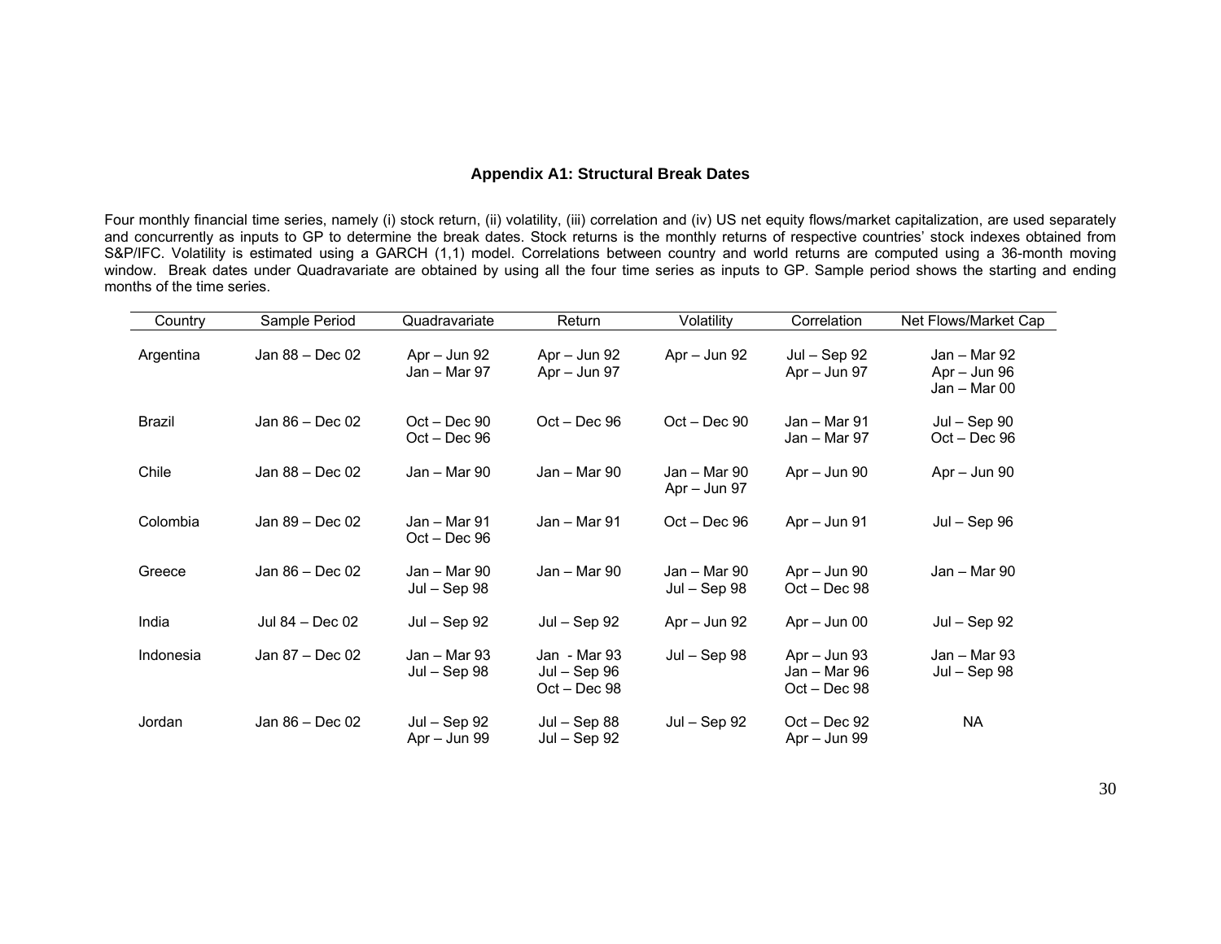### Appendix A1: Structural Break Dates

Four monthly financial time series, namely (i) stock return, (ii) volatility, (iii) correlation and (iv) US net equity flows/market capitalization, are used separately and concurrently as inputs to GP to determine the break dates. Stock returns is the monthly returns of respective countries' stock indexes obtained from S&P/IFC. Volatility is estimated using a GARCH (1,1) model. Correlations between country and world returns are computed using a 36-month moving window. Break dates under Quadravariate are obtained by using all the four time series as inputs to GP. Sample period shows the starting and ending months of the time series.

| Country | Sample Period | Quadravariate | Return | Volatility | Correlation | Net Flows/Market Cap |
|---|---|---|---|---|---|---|
| Argentina | Jan 88 – Dec 02 | Apr – Jun 92<br>Jan – Mar 97 | Apr – Jun 92<br>Apr – Jun 97 | Apr – Jun 92 | Jul – Sep 92<br>Apr – Jun 97 | Jan – Mar 92<br>Apr – Jun 96<br>Jan – Mar 00 |
| Brazil | Jan 86 – Dec 02 | Oct – Dec 90<br>Oct – Dec 96 | Oct – Dec 96 | Oct – Dec 90 | Jan – Mar 91<br>Jan – Mar 97 | Jul – Sep 90<br>Oct – Dec 96 |
| Chile | Jan 88 – Dec 02 | Jan – Mar 90 | Jan – Mar 90 | Jan – Mar 90<br>Apr – Jun 97 | Apr – Jun 90 | Apr – Jun 90 |
| Colombia | Jan 89 – Dec 02 | Jan – Mar 91<br>Oct – Dec 96 | Jan – Mar 91 | Oct – Dec 96 | Apr – Jun 91 | Jul – Sep 96 |
| Greece | Jan 86 – Dec 02 | Jan – Mar 90<br>Jul – Sep 98 | Jan – Mar 90 | Jan – Mar 90<br>Jul – Sep 98 | Apr – Jun 90<br>Oct – Dec 98 | Jan – Mar 90 |
| India | Jul 84 – Dec 02 | Jul – Sep 92 | Jul – Sep 92 | Apr – Jun 92 | Apr – Jun 00 | Jul – Sep 92 |
| Indonesia | Jan 87 – Dec 02 | Jan – Mar 93<br>Jul – Sep 98 | Jan - Mar 93<br>Jul – Sep 96<br>Oct – Dec 98 | Jul – Sep 98 | Apr – Jun 93<br>Jan – Mar 96<br>Oct – Dec 98 | Jan – Mar 93<br>Jul – Sep 98 |
| Jordan | Jan 86 – Dec 02 | Jul – Sep 92<br>Apr – Jun 99 | Jul – Sep 88<br>Jul – Sep 92 | Jul – Sep 92 | Oct – Dec 92<br>Apr – Jun 99 | NA |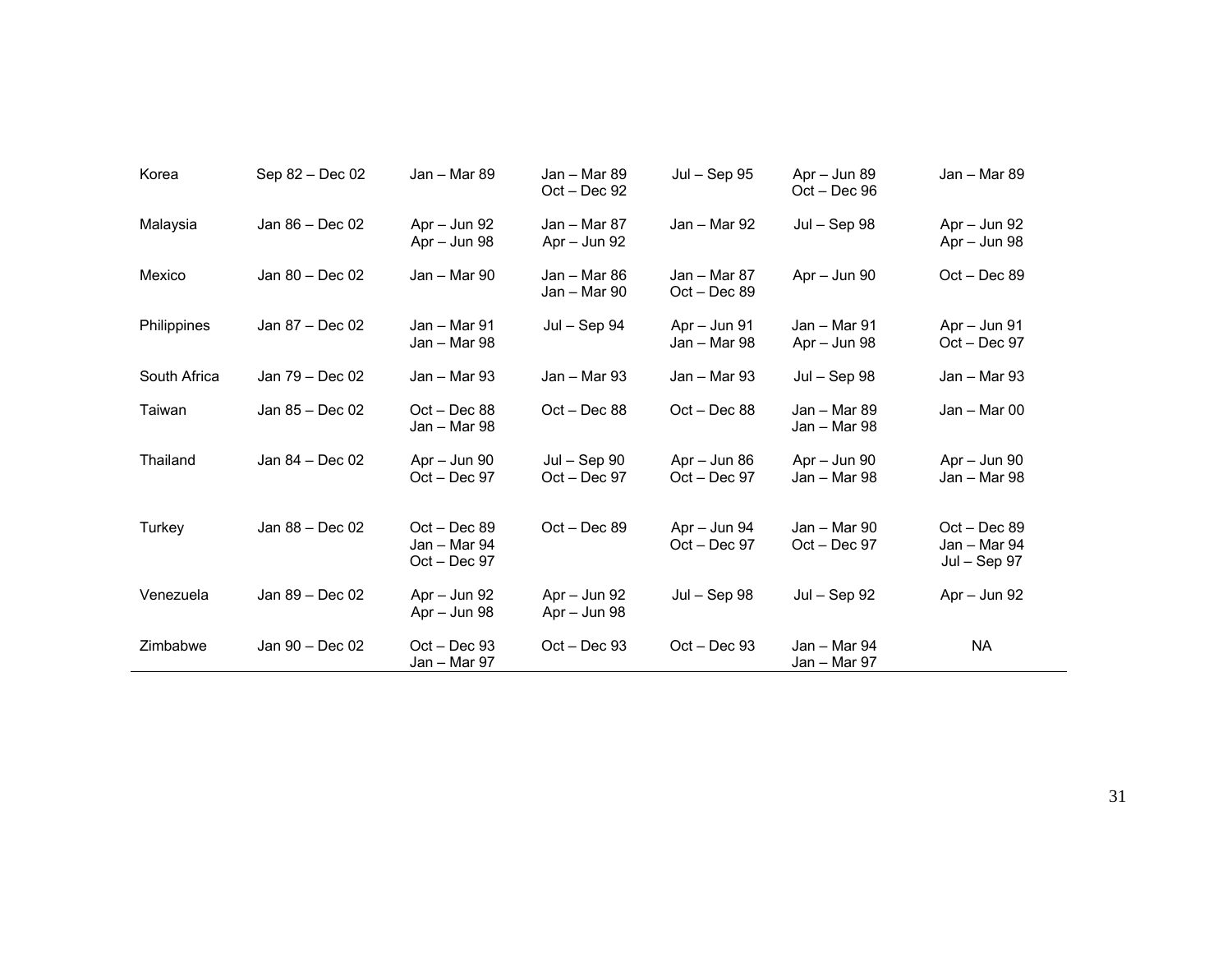| | | | | | | |
|---|---|---|---|---|---|---|
| Korea | Sep 82 – Dec 02 | Jan – Mar 89 | Jan – Mar 89<br>Oct – Dec 92 | Jul – Sep 95 | Apr – Jun 89<br>Oct – Dec 96 | Jan – Mar 89 |
| Malaysia | Jan 86 – Dec 02 | Apr – Jun 92<br>Apr – Jun 98 | Jan – Mar 87<br>Apr – Jun 92 | Jan – Mar 92 | Jul – Sep 98 | Apr – Jun 92<br>Apr – Jun 98 |
| Mexico | Jan 80 – Dec 02 | Jan – Mar 90 | Jan – Mar 86<br>Jan – Mar 90 | Jan – Mar 87<br>Oct – Dec 89 | Apr – Jun 90 | Oct – Dec 89 |
| Philippines | Jan 87 – Dec 02 | Jan – Mar 91<br>Jan – Mar 98 | Jul – Sep 94 | Apr – Jun 91<br>Jan – Mar 98 | Jan – Mar 91<br>Apr – Jun 98 | Apr – Jun 91<br>Oct – Dec 97 |
| South Africa | Jan 79 – Dec 02 | Jan – Mar 93 | Jan – Mar 93 | Jan – Mar 93 | Jul – Sep 98 | Jan – Mar 93 |
| Taiwan | Jan 85 – Dec 02 | Oct – Dec 88<br>Jan – Mar 98 | Oct – Dec 88 | Oct – Dec 88 | Jan – Mar 89<br>Jan – Mar 98 | Jan – Mar 00 |
| Thailand | Jan 84 – Dec 02 | Apr – Jun 90<br>Oct – Dec 97 | Jul – Sep 90<br>Oct – Dec 97 | Apr – Jun 86<br>Oct – Dec 97 | Apr – Jun 90<br>Jan – Mar 98 | Apr – Jun 90<br>Jan – Mar 98 |
| Turkey | Jan 88 – Dec 02 | Oct – Dec 89<br>Jan – Mar 94<br>Oct – Dec 97 | Oct – Dec 89 | Apr – Jun 94<br>Oct – Dec 97 | Jan – Mar 90<br>Oct – Dec 97 | Oct – Dec 89<br>Jan – Mar 94<br>Jul – Sep 97 |
| Venezuela | Jan 89 – Dec 02 | Apr – Jun 92<br>Apr – Jun 98 | Apr – Jun 92<br>Apr – Jun 98 | Jul – Sep 98 | Jul – Sep 92 | Apr – Jun 92 |
| Zimbabwe | Jan 90 – Dec 02 | Oct – Dec 93<br>Jan – Mar 97 | Oct – Dec 93 | Oct – Dec 93 | Jan – Mar 94<br>Jan – Mar 97 | NA |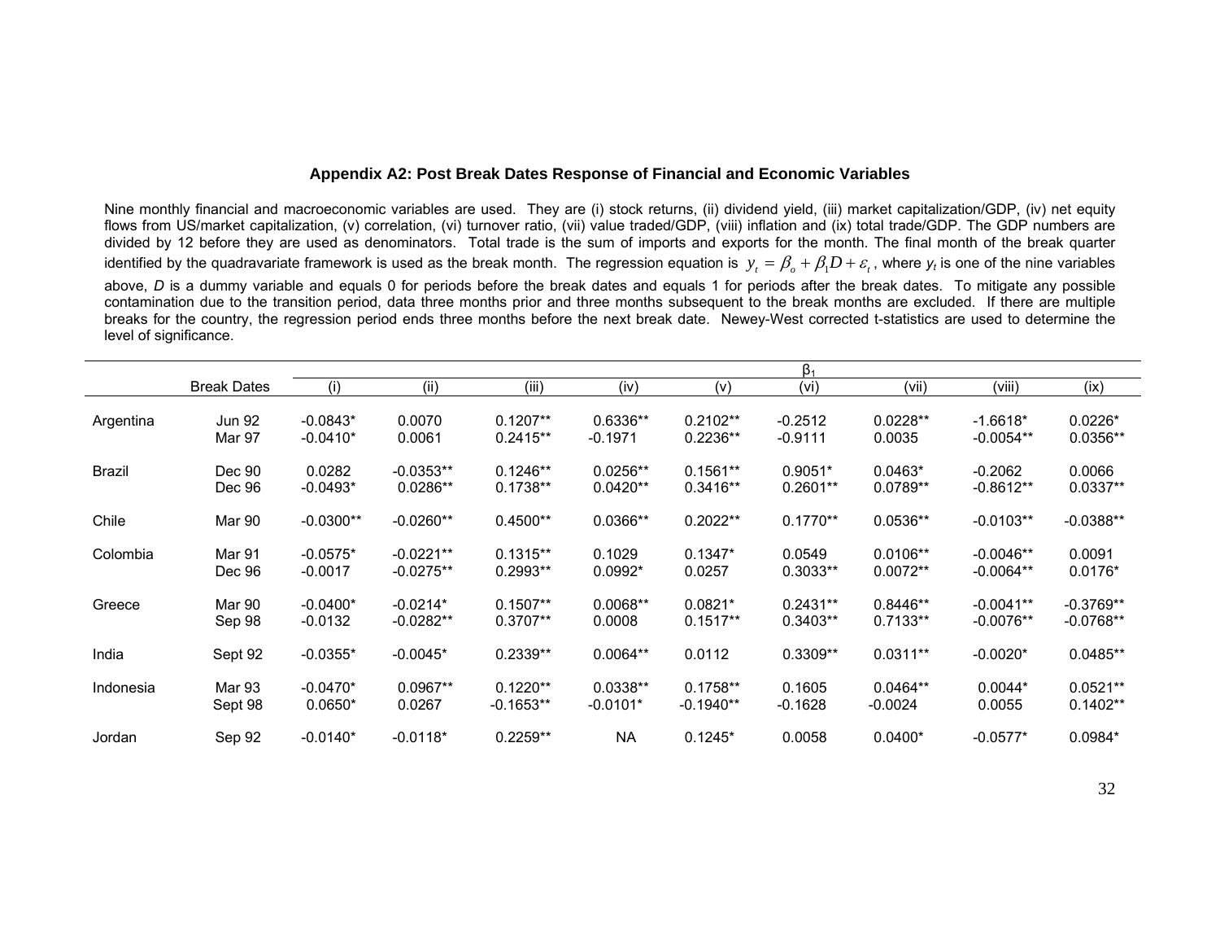### Appendix A2: Post Break Dates Response of Financial and Economic Variables

Nine monthly financial and macroeconomic variables are used. They are (i) stock returns, (ii) dividend yield, (iii) market capitalization/GDP, (iv) net equity flows from US/market capitalization, (v) correlation, (vi) turnover ratio, (vii) value traded/GDP, (viii) inflation and (ix) total trade/GDP. The GDP numbers are divided by 12 before they are used as denominators. Total trade is the sum of imports and exports for the month. The final month of the break quarter identified by the quadravariate framework is used as the break month. The regression equation is $y_t = \beta_o + \beta_1 D + \varepsilon_t$, where $y_t$ is one of the nine variables above, *D* is a dummy variable and equals 0 for periods before the break dates and equals 1 for periods after the break dates. To mitigate any possible contamination due to the transition period, data three months prior and three months subsequent to the break months are excluded. If there are multiple breaks for the country, the regression period ends three months before the next break date. Newey-West corrected t-statistics are used to determine the level of significance.

| | | $\beta_1$ | | | | | | | | |
|---|---|---|---|---|---|---|---|---|---|---|
| | Break Dates | (i) | (ii) | (iii) | (iv) | (v) | (vi) | (vii) | (viii) | (ix) |
| Argentina | Jun 92 | -0.0843* | 0.0070 | 0.1207** | 0.6336** | 0.2102** | -0.2512 | 0.0228** | -1.6618* | 0.0226* |
| | Mar 97 | -0.0410* | 0.0061 | 0.2415** | -0.1971 | 0.2236** | -0.9111 | 0.0035 | -0.0054** | 0.0356** |
| Brazil | Dec 90 | 0.0282 | -0.0353** | 0.1246** | 0.0256** | 0.1561** | 0.9051* | 0.0463* | -0.2062 | 0.0066 |
| | Dec 96 | -0.0493* | 0.0286** | 0.1738** | 0.0420** | 0.3416** | 0.2601** | 0.0789** | -0.8612** | 0.0337** |
| Chile | Mar 90 | -0.0300** | -0.0260** | 0.4500** | 0.0366** | 0.2022** | 0.1770** | 0.0536** | -0.0103** | -0.0388** |
| Colombia | Mar 91 | -0.0575* | -0.0221** | 0.1315** | 0.1029 | 0.1347* | 0.0549 | 0.0106** | -0.0046** | 0.0091 |
| | Dec 96 | -0.0017 | -0.0275** | 0.2993** | 0.0992* | 0.0257 | 0.3033** | 0.0072** | -0.0064** | 0.0176* |
| Greece | Mar 90 | -0.0400* | -0.0214* | 0.1507** | 0.0068** | 0.0821* | 0.2431** | 0.8446** | -0.0041** | -0.3769** |
| | Sep 98 | -0.0132 | -0.0282** | 0.3707** | 0.0008 | 0.1517** | 0.3403** | 0.7133** | -0.0076** | -0.0768** |
| India | Sept 92 | -0.0355* | -0.0045* | 0.2339** | 0.0064** | 0.0112 | 0.3309** | 0.0311** | -0.0020* | 0.0485** |
| Indonesia | Mar 93 | -0.0470* | 0.0967** | 0.1220** | 0.0338** | 0.1758** | 0.1605 | 0.0464** | 0.0044* | 0.0521** |
| | Sept 98 | 0.0650* | 0.0267 | -0.1653** | -0.0101* | -0.1940** | -0.1628 | -0.0024 | 0.0055 | 0.1402** |
| Jordan | Sep 92 | -0.0140* | -0.0118* | 0.2259** | NA | 0.1245* | 0.0058 | 0.0400* | -0.0577* | 0.0984* |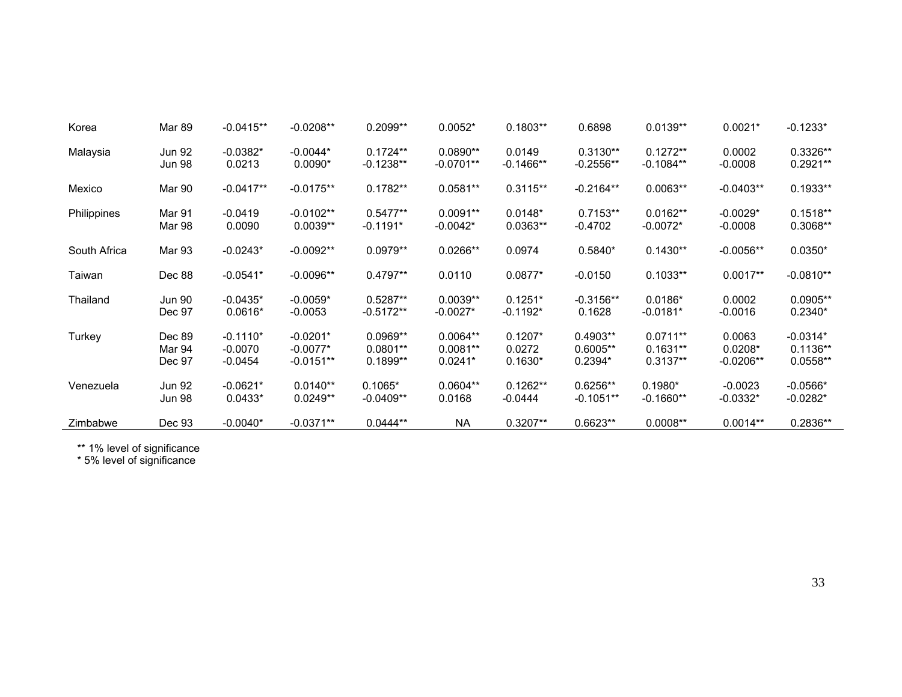| | | | | | | | | | | |
|---|---|---|---|---|---|---|---|---|---|---|
| Korea | Mar 89 | -0.0415** | -0.0208** | 0.2099** | 0.0052* | 0.1803** | 0.6898 | 0.0139** | 0.0021* | -0.1233* |
| Malaysia | Jun 92 | -0.0382* | -0.0044* | 0.1724** | 0.0890** | 0.0149 | 0.3130** | 0.1272** | 0.0002 | 0.3326** |
| | Jun 98 | 0.0213 | 0.0090* | -0.1238** | -0.0701** | -0.1466** | -0.2556** | -0.1084** | -0.0008 | 0.2921** |
| Mexico | Mar 90 | -0.0417** | -0.0175** | 0.1782** | 0.0581** | 0.3115** | -0.2164** | 0.0063** | -0.0403** | 0.1933** |
| Philippines | Mar 91 | -0.0419 | -0.0102** | 0.5477** | 0.0091** | 0.0148* | 0.7153** | 0.0162** | -0.0029* | 0.1518** |
| | Mar 98 | 0.0090 | 0.0039** | -0.1191* | -0.0042* | 0.0363** | -0.4702 | -0.0072* | -0.0008 | 0.3068** |
| South Africa | Mar 93 | -0.0243* | -0.0092** | 0.0979** | 0.0266** | 0.0974 | 0.5840* | 0.1430** | -0.0056** | 0.0350* |
| Taiwan | Dec 88 | -0.0541* | -0.0096** | 0.4797** | 0.0110 | 0.0877* | -0.0150 | 0.1033** | 0.0017** | -0.0810** |
| Thailand | Jun 90 | -0.0435* | -0.0059* | 0.5287** | 0.0039** | 0.1251* | -0.3156** | 0.0186* | 0.0002 | 0.0905** |
| | Dec 97 | 0.0616* | -0.0053 | -0.5172** | -0.0027* | -0.1192* | 0.1628 | -0.0181* | -0.0016 | 0.2340* |
| Turkey | Dec 89 | -0.1110* | -0.0201* | 0.0969** | 0.0064** | 0.1207* | 0.4903** | 0.0711** | 0.0063 | -0.0314* |
| | Mar 94 | -0.0070 | -0.0077* | 0.0801** | 0.0081** | 0.0272 | 0.6005** | 0.1631** | 0.0208* | 0.1136** |
| | Dec 97 | -0.0454 | -0.0151** | 0.1899** | 0.0241* | 0.1630* | 0.2394* | 0.3137** | -0.0206** | 0.0558** |
| Venezuela | Jun 92 | -0.0621* | 0.0140** | 0.1065* | 0.0604** | 0.1262** | 0.6256** | 0.1980* | -0.0023 | -0.0566* |
| | Jun 98 | 0.0433* | 0.0249** | -0.0409** | 0.0168 | -0.0444 | -0.1051** | -0.1660** | -0.0332* | -0.0282* |
| Zimbabwe | Dec 93 | -0.0040* | -0.0371** | 0.0444** | NA | 0.3207** | 0.6623** | 0.0008** | 0.0014** | 0.2836** |

** 1% level of significance
* 5% level of significance